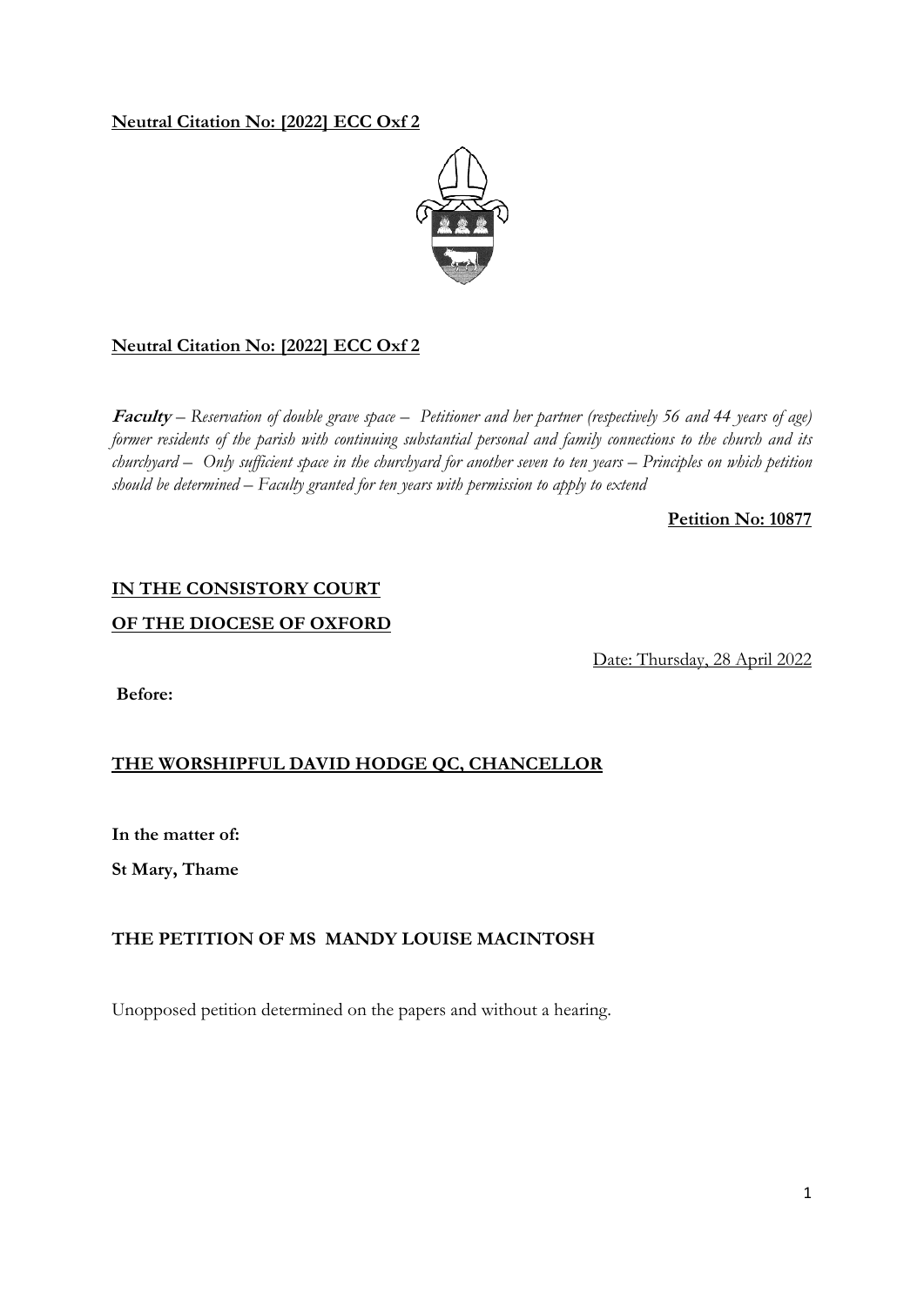**Neutral Citation No: [2022] ECC Oxf 2**

**Neutral Citation No: [2022] ECC Oxf 2**

***Faculty*** *– Reservation of double grave space – Petitioner and her partner (respectively 56 and 44 years of age) former residents of the parish with continuing substantial personal and family connections to the church and its churchyard – Only sufficient space in the churchyard for another seven to ten years – Principles on which petition should be determined – Faculty granted for ten years with permission to apply to extend*

**Petition No: 10877**

**IN THE CONSISTORY COURT**

**OF THE DIOCESE OF OXFORD**

Date: Thursday, 28 April 2022

**Before:**

**THE WORSHIPFUL DAVID HODGE QC, CHANCELLOR**

**In the matter of:**

**St Mary, Thame**

**THE PETITION OF MS MANDY LOUISE MACINTOSH**

Unopposed petition determined on the papers and without a hearing.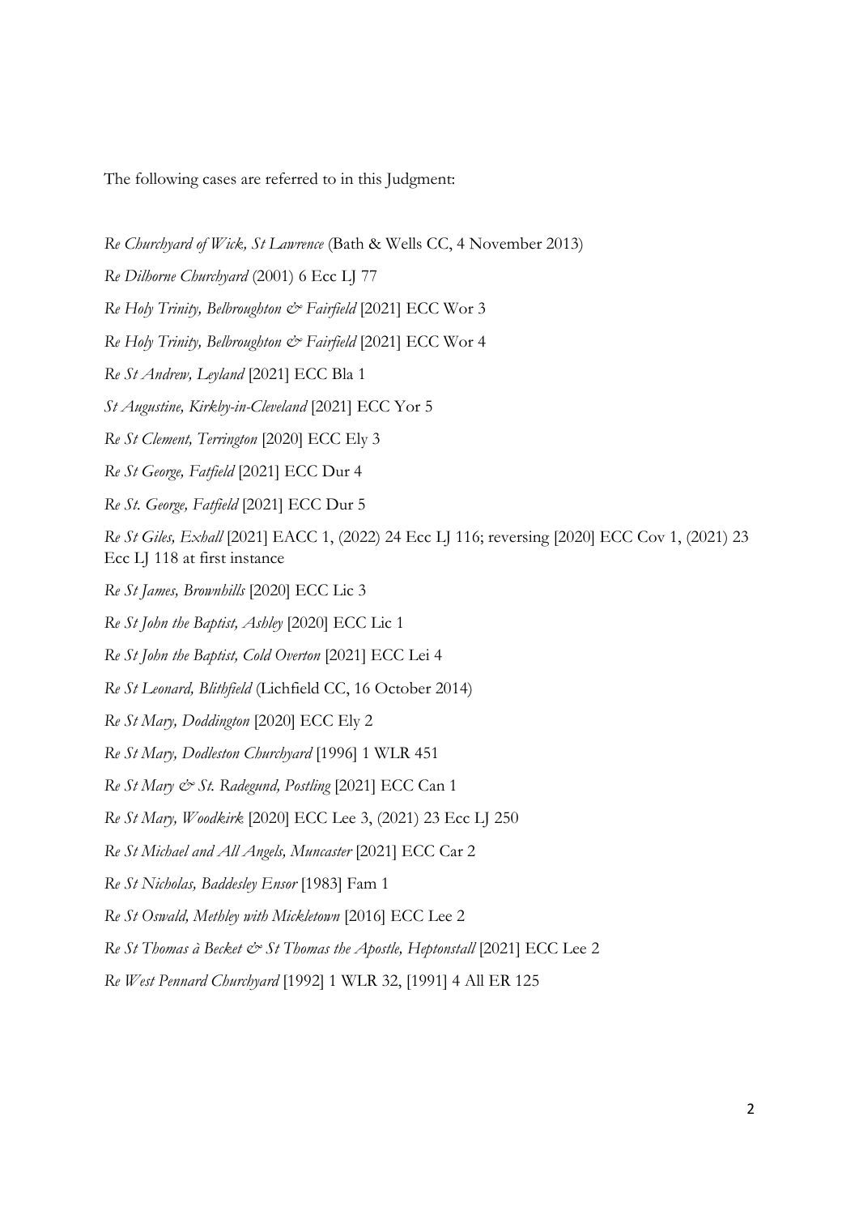The following cases are referred to in this Judgment:

*Re Churchyard of Wick, St Lawrence* (Bath & Wells CC, 4 November 2013)

*Re Dilhorne Churchyard* (2001) 6 Ecc LJ 77

*Re Holy Trinity, Belbroughton & Fairfield* [2021] ECC Wor 3

*Re Holy Trinity, Belbroughton & Fairfield* [2021] ECC Wor 4

*Re St Andrew, Leyland* [2021] ECC Bla 1

*St Augustine, Kirkby-in-Cleveland* [2021] ECC Yor 5

*Re St Clement, Terrington* [2020] ECC Ely 3

*Re St George, Fatfield* [2021] ECC Dur 4

*Re St. George, Fatfield* [2021] ECC Dur 5

*Re St Giles, Exhall* [2021] EACC 1, (2022) 24 Ecc LJ 116; reversing [2020] ECC Cov 1, (2021) 23 Ecc LJ 118 at first instance

*Re St James, Brownhills* [2020] ECC Lic 3

*Re St John the Baptist, Ashley* [2020] ECC Lic 1

*Re St John the Baptist, Cold Overton* [2021] ECC Lei 4

*Re St Leonard, Blithfield* (Lichfield CC, 16 October 2014)

*Re St Mary, Doddington* [2020] ECC Ely 2

*Re St Mary, Dodleston Churchyard* [1996] 1 WLR 451

*Re St Mary & St. Radegund, Postling* [2021] ECC Can 1

*Re St Mary, Woodkirk* [2020] ECC Lee 3, (2021) 23 Ecc LJ 250

*Re St Michael and All Angels, Muncaster* [2021] ECC Car 2

*Re St Nicholas, Baddesley Ensor* [1983] Fam 1

*Re St Oswald, Methley with Mickletown* [2016] ECC Lee 2

*Re St Thomas à Becket & St Thomas the Apostle, Heptonstall* [2021] ECC Lee 2

*Re West Pennard Churchyard* [1992] 1 WLR 32, [1991] 4 All ER 125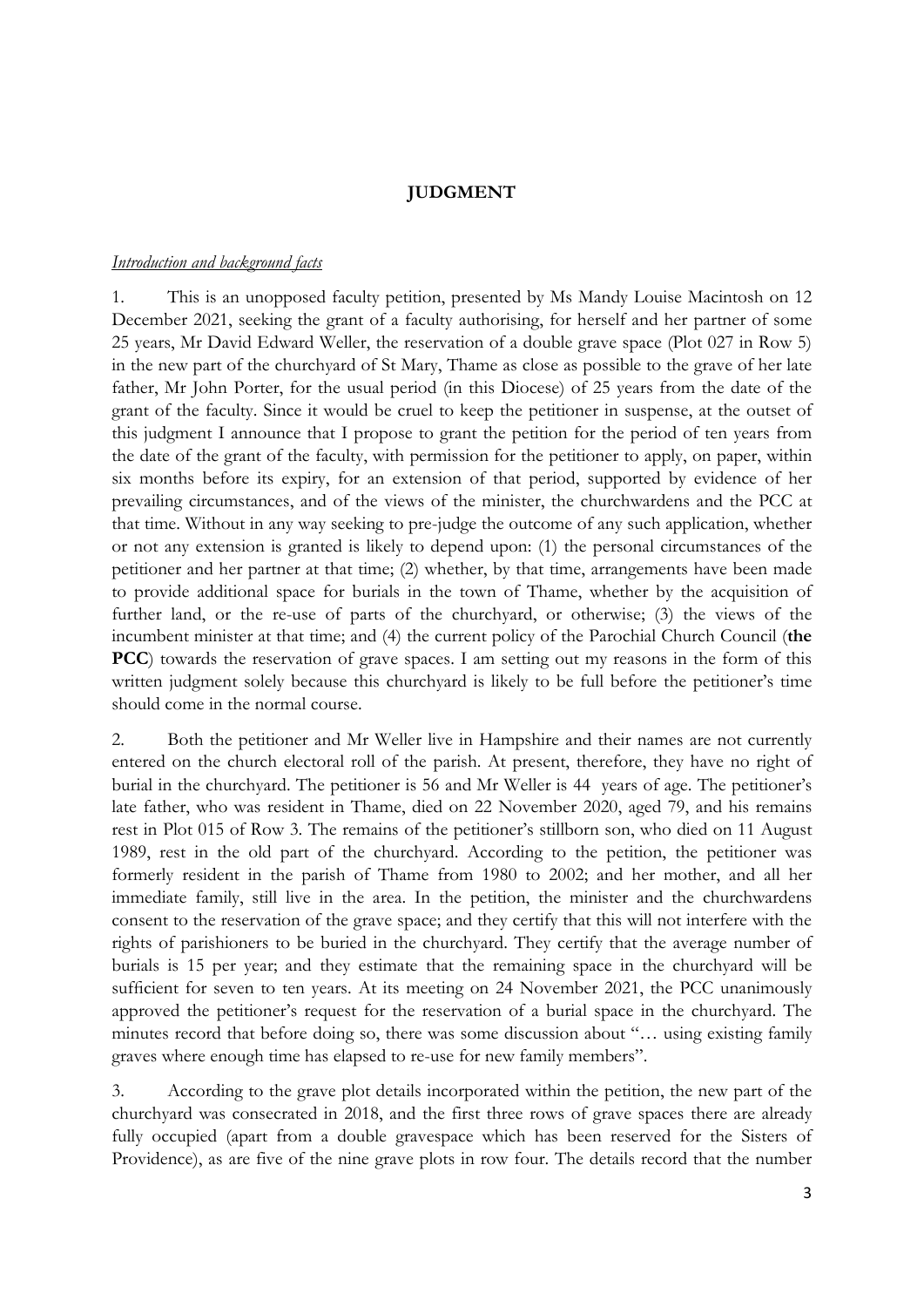## JUDGMENT

*Introduction and background facts*

1. This is an unopposed faculty petition, presented by Ms Mandy Louise Macintosh on 12 December 2021, seeking the grant of a faculty authorising, for herself and her partner of some 25 years, Mr David Edward Weller, the reservation of a double grave space (Plot 027 in Row 5) in the new part of the churchyard of St Mary, Thame as close as possible to the grave of her late father, Mr John Porter, for the usual period (in this Diocese) of 25 years from the date of the grant of the faculty. Since it would be cruel to keep the petitioner in suspense, at the outset of this judgment I announce that I propose to grant the petition for the period of ten years from the date of the grant of the faculty, with permission for the petitioner to apply, on paper, within six months before its expiry, for an extension of that period, supported by evidence of her prevailing circumstances, and of the views of the minister, the churchwardens and the PCC at that time. Without in any way seeking to pre-judge the outcome of any such application, whether or not any extension is granted is likely to depend upon: (1) the personal circumstances of the petitioner and her partner at that time; (2) whether, by that time, arrangements have been made to provide additional space for burials in the town of Thame, whether by the acquisition of further land, or the re-use of parts of the churchyard, or otherwise; (3) the views of the incumbent minister at that time; and (4) the current policy of the Parochial Church Council (**the PCC**) towards the reservation of grave spaces. I am setting out my reasons in the form of this written judgment solely because this churchyard is likely to be full before the petitioner's time should come in the normal course.

2. Both the petitioner and Mr Weller live in Hampshire and their names are not currently entered on the church electoral roll of the parish. At present, therefore, they have no right of burial in the churchyard. The petitioner is 56 and Mr Weller is 44 years of age. The petitioner's late father, who was resident in Thame, died on 22 November 2020, aged 79, and his remains rest in Plot 015 of Row 3. The remains of the petitioner's stillborn son, who died on 11 August 1989, rest in the old part of the churchyard. According to the petition, the petitioner was formerly resident in the parish of Thame from 1980 to 2002; and her mother, and all her immediate family, still live in the area. In the petition, the minister and the churchwardens consent to the reservation of the grave space; and they certify that this will not interfere with the rights of parishioners to be buried in the churchyard. They certify that the average number of burials is 15 per year; and they estimate that the remaining space in the churchyard will be sufficient for seven to ten years. At its meeting on 24 November 2021, the PCC unanimously approved the petitioner's request for the reservation of a burial space in the churchyard. The minutes record that before doing so, there was some discussion about "… using existing family graves where enough time has elapsed to re-use for new family members".

3. According to the grave plot details incorporated within the petition, the new part of the churchyard was consecrated in 2018, and the first three rows of grave spaces there are already fully occupied (apart from a double gravespace which has been reserved for the Sisters of Providence), as are five of the nine grave plots in row four. The details record that the number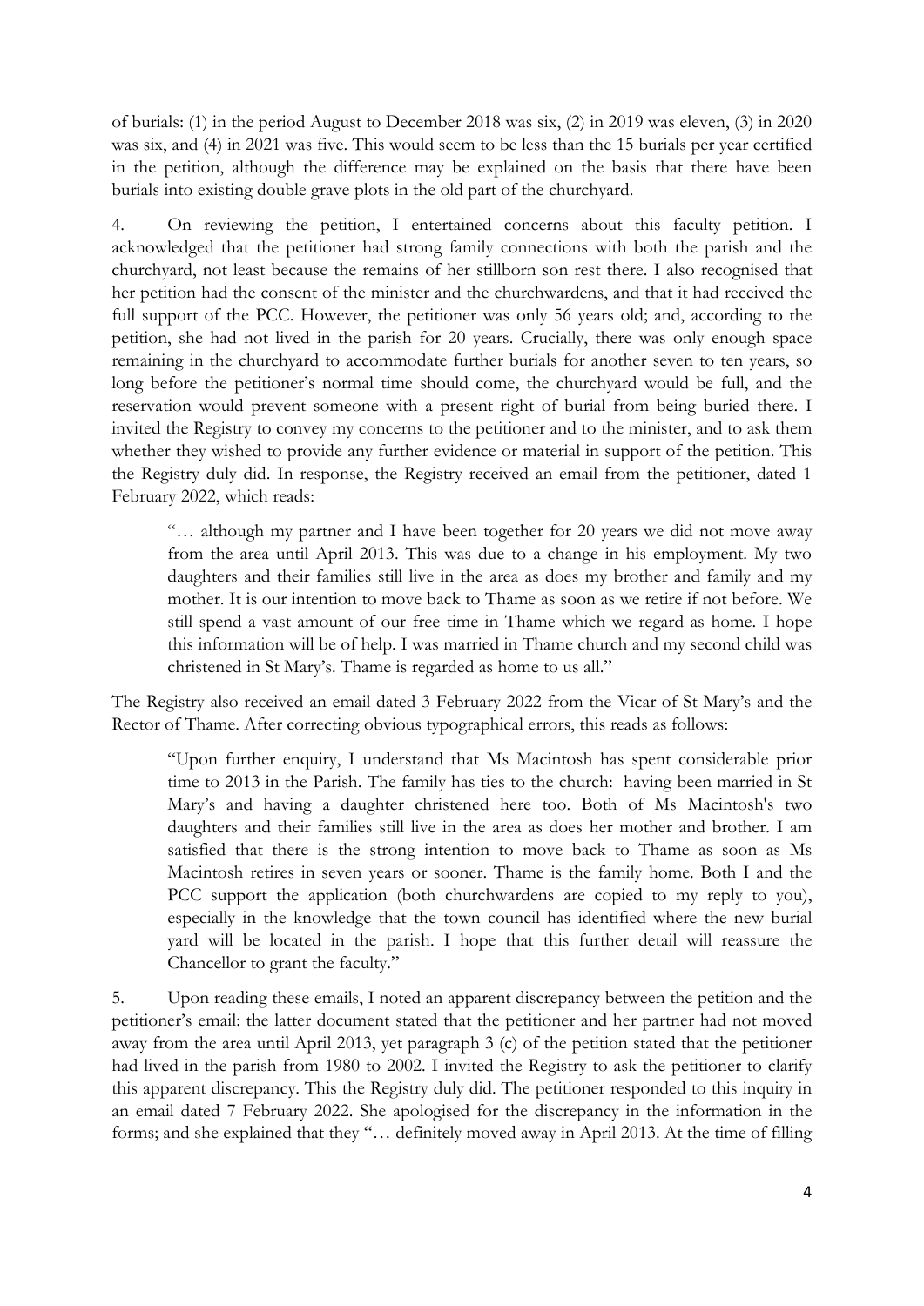of burials: (1) in the period August to December 2018 was six, (2) in 2019 was eleven, (3) in 2020 was six, and (4) in 2021 was five. This would seem to be less than the 15 burials per year certified in the petition, although the difference may be explained on the basis that there have been burials into existing double grave plots in the old part of the churchyard.

4. On reviewing the petition, I entertained concerns about this faculty petition. I acknowledged that the petitioner had strong family connections with both the parish and the churchyard, not least because the remains of her stillborn son rest there. I also recognised that her petition had the consent of the minister and the churchwardens, and that it had received the full support of the PCC. However, the petitioner was only 56 years old; and, according to the petition, she had not lived in the parish for 20 years. Crucially, there was only enough space remaining in the churchyard to accommodate further burials for another seven to ten years, so long before the petitioner's normal time should come, the churchyard would be full, and the reservation would prevent someone with a present right of burial from being buried there. I invited the Registry to convey my concerns to the petitioner and to the minister, and to ask them whether they wished to provide any further evidence or material in support of the petition. This the Registry duly did. In response, the Registry received an email from the petitioner, dated 1 February 2022, which reads:

> "… although my partner and I have been together for 20 years we did not move away from the area until April 2013. This was due to a change in his employment. My two daughters and their families still live in the area as does my brother and family and my mother. It is our intention to move back to Thame as soon as we retire if not before. We still spend a vast amount of our free time in Thame which we regard as home. I hope this information will be of help. I was married in Thame church and my second child was christened in St Mary's. Thame is regarded as home to us all."

The Registry also received an email dated 3 February 2022 from the Vicar of St Mary's and the Rector of Thame. After correcting obvious typographical errors, this reads as follows:

> "Upon further enquiry, I understand that Ms Macintosh has spent considerable prior time to 2013 in the Parish. The family has ties to the church: having been married in St Mary's and having a daughter christened here too. Both of Ms Macintosh's two daughters and their families still live in the area as does her mother and brother. I am satisfied that there is the strong intention to move back to Thame as soon as Ms Macintosh retires in seven years or sooner. Thame is the family home. Both I and the PCC support the application (both churchwardens are copied to my reply to you), especially in the knowledge that the town council has identified where the new burial yard will be located in the parish. I hope that this further detail will reassure the Chancellor to grant the faculty."

5. Upon reading these emails, I noted an apparent discrepancy between the petition and the petitioner's email: the latter document stated that the petitioner and her partner had not moved away from the area until April 2013, yet paragraph 3 (c) of the petition stated that the petitioner had lived in the parish from 1980 to 2002. I invited the Registry to ask the petitioner to clarify this apparent discrepancy. This the Registry duly did. The petitioner responded to this inquiry in an email dated 7 February 2022. She apologised for the discrepancy in the information in the forms; and she explained that they "… definitely moved away in April 2013. At the time of filling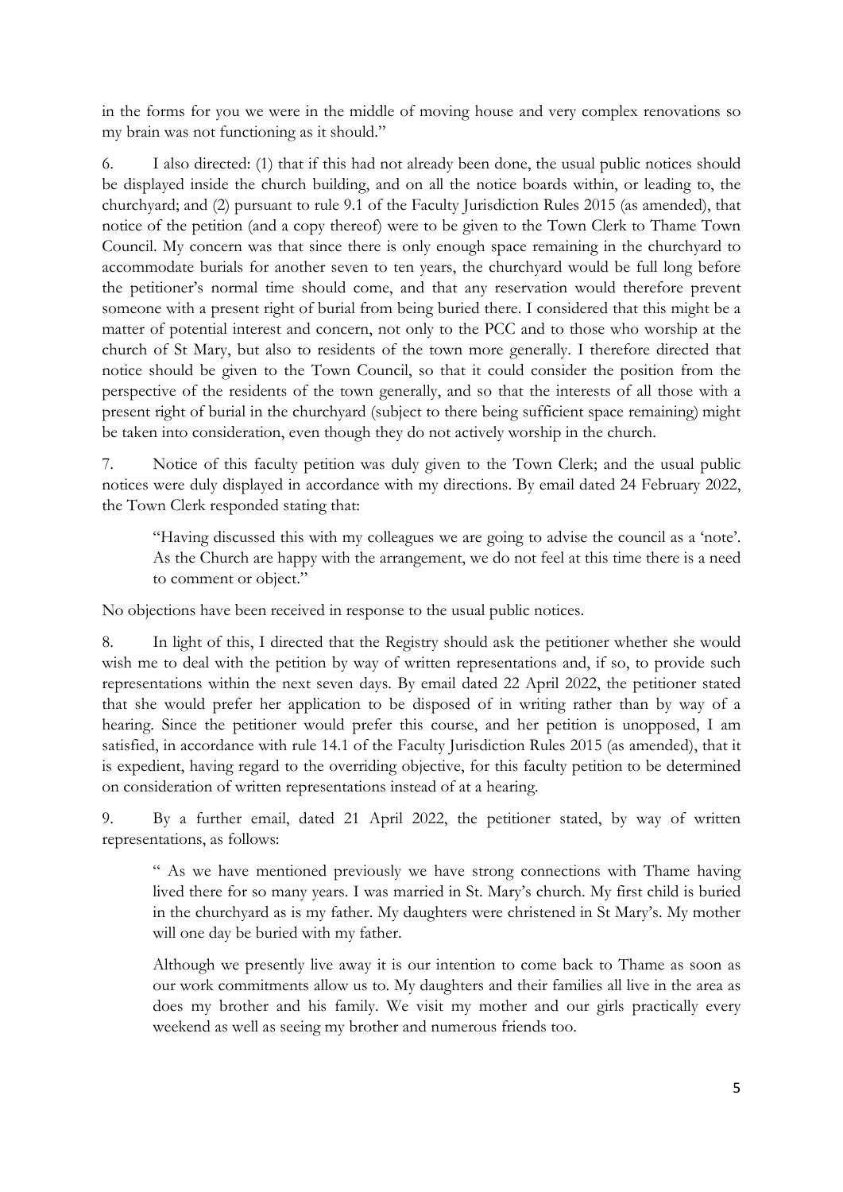in the forms for you we were in the middle of moving house and very complex renovations so my brain was not functioning as it should."

6. I also directed: (1) that if this had not already been done, the usual public notices should be displayed inside the church building, and on all the notice boards within, or leading to, the churchyard; and (2) pursuant to rule 9.1 of the Faculty Jurisdiction Rules 2015 (as amended), that notice of the petition (and a copy thereof) were to be given to the Town Clerk to Thame Town Council. My concern was that since there is only enough space remaining in the churchyard to accommodate burials for another seven to ten years, the churchyard would be full long before the petitioner's normal time should come, and that any reservation would therefore prevent someone with a present right of burial from being buried there. I considered that this might be a matter of potential interest and concern, not only to the PCC and to those who worship at the church of St Mary, but also to residents of the town more generally. I therefore directed that notice should be given to the Town Council, so that it could consider the position from the perspective of the residents of the town generally, and so that the interests of all those with a present right of burial in the churchyard (subject to there being sufficient space remaining) might be taken into consideration, even though they do not actively worship in the church.

7. Notice of this faculty petition was duly given to the Town Clerk; and the usual public notices were duly displayed in accordance with my directions. By email dated 24 February 2022, the Town Clerk responded stating that:

> "Having discussed this with my colleagues we are going to advise the council as a 'note'. As the Church are happy with the arrangement, we do not feel at this time there is a need to comment or object."

No objections have been received in response to the usual public notices.

8. In light of this, I directed that the Registry should ask the petitioner whether she would wish me to deal with the petition by way of written representations and, if so, to provide such representations within the next seven days. By email dated 22 April 2022, the petitioner stated that she would prefer her application to be disposed of in writing rather than by way of a hearing. Since the petitioner would prefer this course, and her petition is unopposed, I am satisfied, in accordance with rule 14.1 of the Faculty Jurisdiction Rules 2015 (as amended), that it is expedient, having regard to the overriding objective, for this faculty petition to be determined on consideration of written representations instead of at a hearing.

9. By a further email, dated 21 April 2022, the petitioner stated, by way of written representations, as follows:

> " As we have mentioned previously we have strong connections with Thame having lived there for so many years. I was married in St. Mary's church. My first child is buried in the churchyard as is my father. My daughters were christened in St Mary's. My mother will one day be buried with my father.
>
> Although we presently live away it is our intention to come back to Thame as soon as our work commitments allow us to. My daughters and their families all live in the area as does my brother and his family. We visit my mother and our girls practically every weekend as well as seeing my brother and numerous friends too.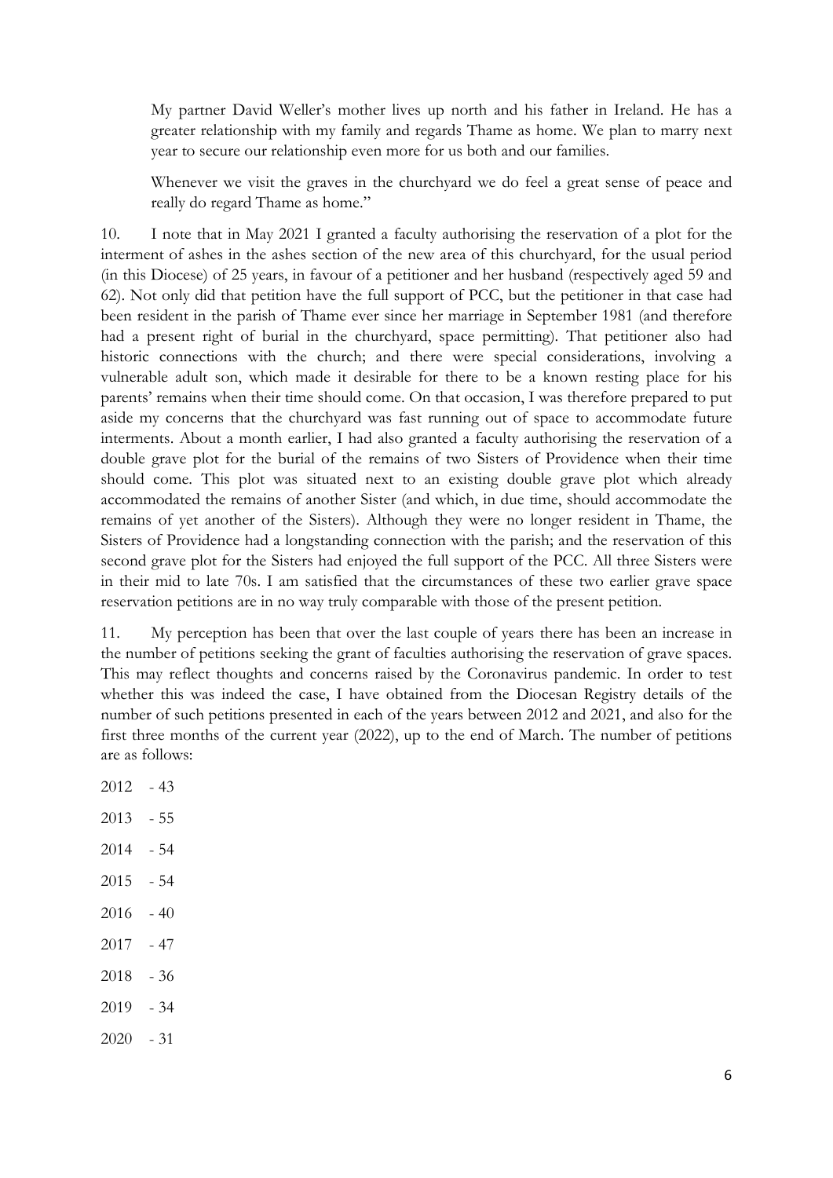> My partner David Weller's mother lives up north and his father in Ireland. He has a greater relationship with my family and regards Thame as home. We plan to marry next year to secure our relationship even more for us both and our families.
>
> Whenever we visit the graves in the churchyard we do feel a great sense of peace and really do regard Thame as home."

10. I note that in May 2021 I granted a faculty authorising the reservation of a plot for the interment of ashes in the ashes section of the new area of this churchyard, for the usual period (in this Diocese) of 25 years, in favour of a petitioner and her husband (respectively aged 59 and 62). Not only did that petition have the full support of PCC, but the petitioner in that case had been resident in the parish of Thame ever since her marriage in September 1981 (and therefore had a present right of burial in the churchyard, space permitting). That petitioner also had historic connections with the church; and there were special considerations, involving a vulnerable adult son, which made it desirable for there to be a known resting place for his parents' remains when their time should come. On that occasion, I was therefore prepared to put aside my concerns that the churchyard was fast running out of space to accommodate future interments. About a month earlier, I had also granted a faculty authorising the reservation of a double grave plot for the burial of the remains of two Sisters of Providence when their time should come. This plot was situated next to an existing double grave plot which already accommodated the remains of another Sister (and which, in due time, should accommodate the remains of yet another of the Sisters). Although they were no longer resident in Thame, the Sisters of Providence had a longstanding connection with the parish; and the reservation of this second grave plot for the Sisters had enjoyed the full support of the PCC. All three Sisters were in their mid to late 70s. I am satisfied that the circumstances of these two earlier grave space reservation petitions are in no way truly comparable with those of the present petition.

11. My perception has been that over the last couple of years there has been an increase in the number of petitions seeking the grant of faculties authorising the reservation of grave spaces. This may reflect thoughts and concerns raised by the Coronavirus pandemic. In order to test whether this was indeed the case, I have obtained from the Diocesan Registry details of the number of such petitions presented in each of the years between 2012 and 2021, and also for the first three months of the current year (2022), up to the end of March. The number of petitions are as follows:

2012 - 43

2013 - 55

2014 - 54

2015 - 54

2016 - 40

2017 - 47

2018 - 36

2019 - 34

2020 - 31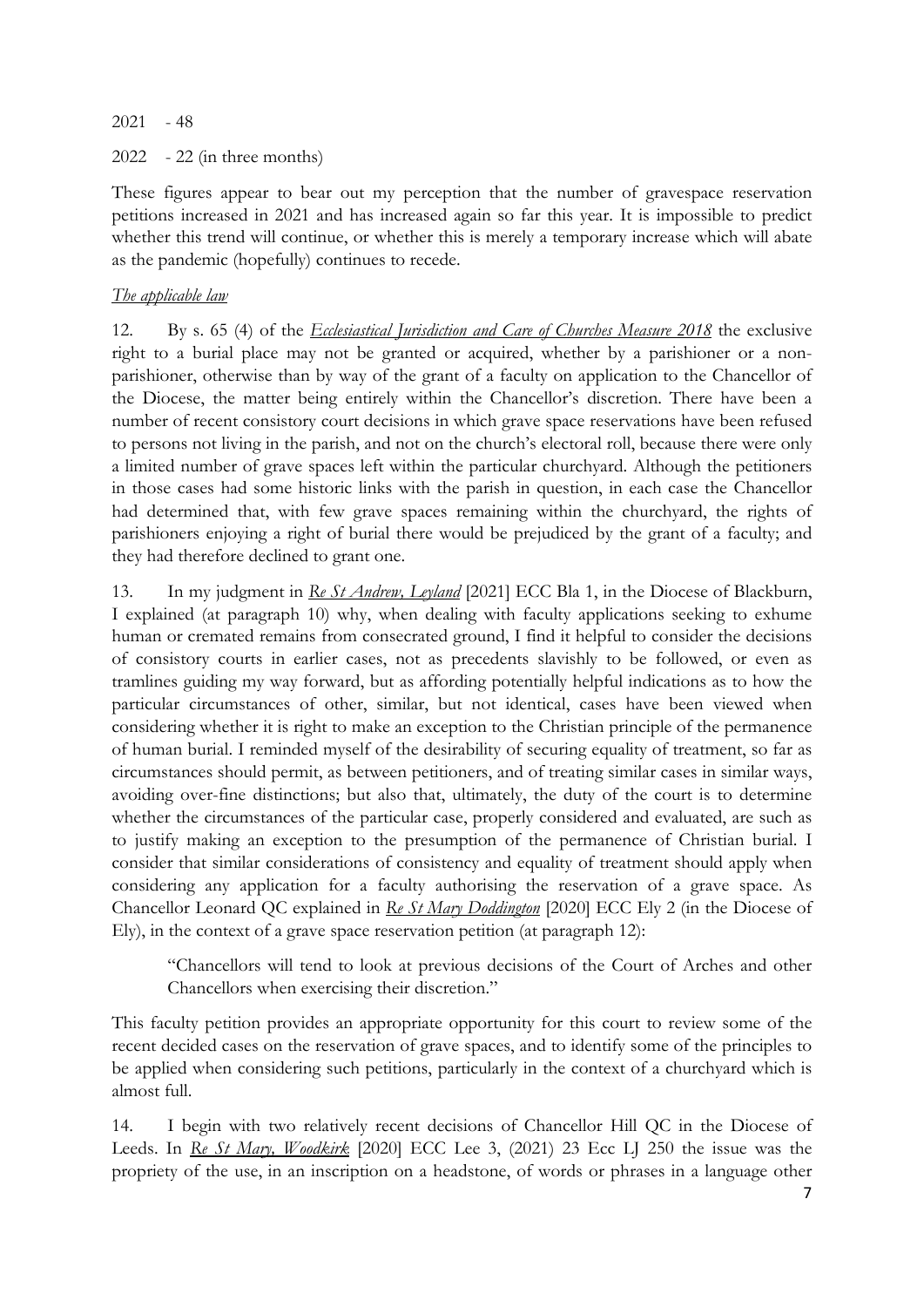2021 - 48

2022 - 22 (in three months)

These figures appear to bear out my perception that the number of gravespace reservation petitions increased in 2021 and has increased again so far this year. It is impossible to predict whether this trend will continue, or whether this is merely a temporary increase which will abate as the pandemic (hopefully) continues to recede.

*The applicable law*

12. By s. 65 (4) of the *Ecclesiastical Jurisdiction and Care of Churches Measure 2018* the exclusive right to a burial place may not be granted or acquired, whether by a parishioner or a non-parishioner, otherwise than by way of the grant of a faculty on application to the Chancellor of the Diocese, the matter being entirely within the Chancellor's discretion. There have been a number of recent consistory court decisions in which grave space reservations have been refused to persons not living in the parish, and not on the church's electoral roll, because there were only a limited number of grave spaces left within the particular churchyard. Although the petitioners in those cases had some historic links with the parish in question, in each case the Chancellor had determined that, with few grave spaces remaining within the churchyard, the rights of parishioners enjoying a right of burial there would be prejudiced by the grant of a faculty; and they had therefore declined to grant one.

13. In my judgment in *Re St Andrew, Leyland* [2021] ECC Bla 1, in the Diocese of Blackburn, I explained (at paragraph 10) why, when dealing with faculty applications seeking to exhume human or cremated remains from consecrated ground, I find it helpful to consider the decisions of consistory courts in earlier cases, not as precedents slavishly to be followed, or even as tramlines guiding my way forward, but as affording potentially helpful indications as to how the particular circumstances of other, similar, but not identical, cases have been viewed when considering whether it is right to make an exception to the Christian principle of the permanence of human burial. I reminded myself of the desirability of securing equality of treatment, so far as circumstances should permit, as between petitioners, and of treating similar cases in similar ways, avoiding over-fine distinctions; but also that, ultimately, the duty of the court is to determine whether the circumstances of the particular case, properly considered and evaluated, are such as to justify making an exception to the presumption of the permanence of Christian burial. I consider that similar considerations of consistency and equality of treatment should apply when considering any application for a faculty authorising the reservation of a grave space. As Chancellor Leonard QC explained in *Re St Mary Doddington* [2020] ECC Ely 2 (in the Diocese of Ely), in the context of a grave space reservation petition (at paragraph 12):

> "Chancellors will tend to look at previous decisions of the Court of Arches and other Chancellors when exercising their discretion."

This faculty petition provides an appropriate opportunity for this court to review some of the recent decided cases on the reservation of grave spaces, and to identify some of the principles to be applied when considering such petitions, particularly in the context of a churchyard which is almost full.

14. I begin with two relatively recent decisions of Chancellor Hill QC in the Diocese of Leeds. In *Re St Mary, Woodkirk* [2020] ECC Lee 3, (2021) 23 Ecc LJ 250 the issue was the propriety of the use, in an inscription on a headstone, of words or phrases in a language other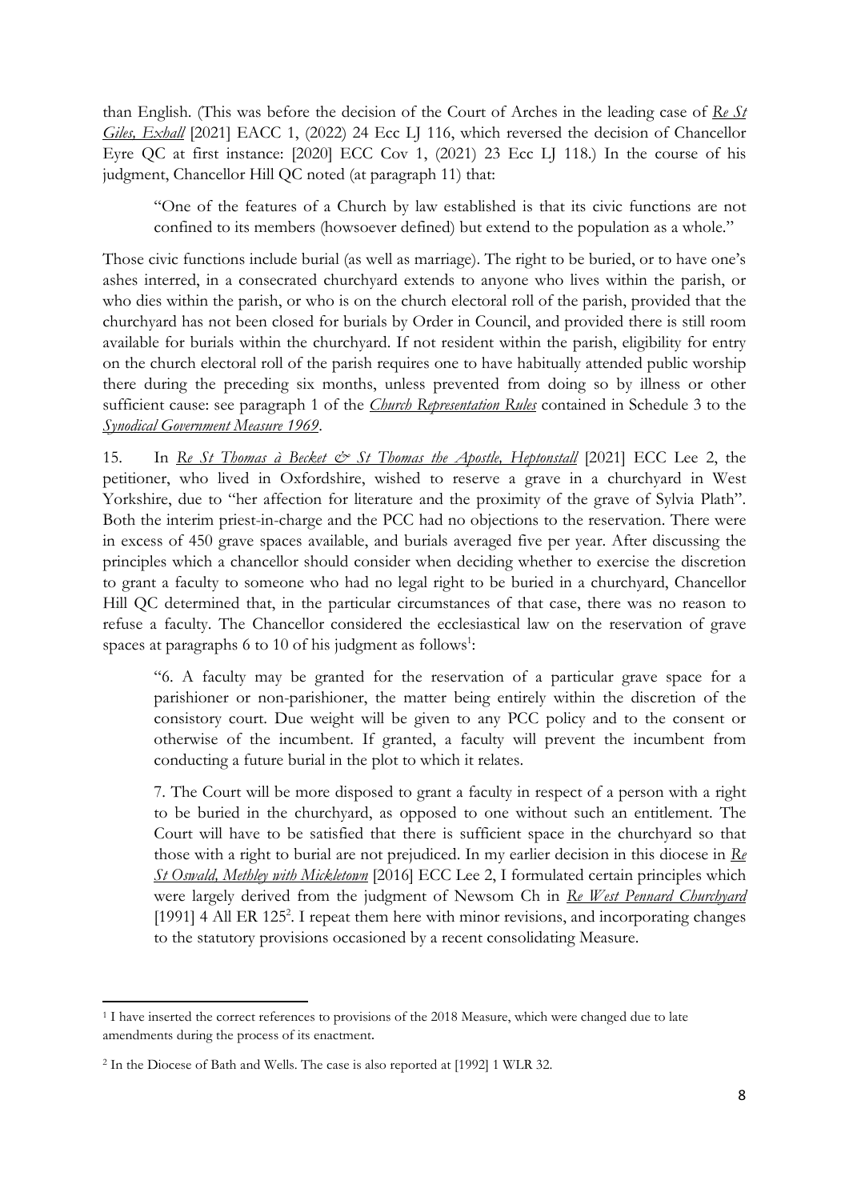than English. (This was before the decision of the Court of Arches in the leading case of *Re St Giles, Exhall* [2021] EACC 1, (2022) 24 Ecc LJ 116, which reversed the decision of Chancellor Eyre QC at first instance: [2020] ECC Cov 1, (2021) 23 Ecc LJ 118.) In the course of his judgment, Chancellor Hill QC noted (at paragraph 11) that:

> "One of the features of a Church by law established is that its civic functions are not confined to its members (howsoever defined) but extend to the population as a whole."

Those civic functions include burial (as well as marriage). The right to be buried, or to have one's ashes interred, in a consecrated churchyard extends to anyone who lives within the parish, or who dies within the parish, or who is on the church electoral roll of the parish, provided that the churchyard has not been closed for burials by Order in Council, and provided there is still room available for burials within the churchyard. If not resident within the parish, eligibility for entry on the church electoral roll of the parish requires one to have habitually attended public worship there during the preceding six months, unless prevented from doing so by illness or other sufficient cause: see paragraph 1 of the *Church Representation Rules* contained in Schedule 3 to the *Synodical Government Measure 1969*.

15. In *Re St Thomas à Becket & St Thomas the Apostle, Heptonstall* [2021] ECC Lee 2, the petitioner, who lived in Oxfordshire, wished to reserve a grave in a churchyard in West Yorkshire, due to "her affection for literature and the proximity of the grave of Sylvia Plath". Both the interim priest-in-charge and the PCC had no objections to the reservation. There were in excess of 450 grave spaces available, and burials averaged five per year. After discussing the principles which a chancellor should consider when deciding whether to exercise the discretion to grant a faculty to someone who had no legal right to be buried in a churchyard, Chancellor Hill QC determined that, in the particular circumstances of that case, there was no reason to refuse a faculty. The Chancellor considered the ecclesiastical law on the reservation of grave spaces at paragraphs 6 to 10 of his judgment as follows[1]:

> "6. A faculty may be granted for the reservation of a particular grave space for a parishioner or non-parishioner, the matter being entirely within the discretion of the consistory court. Due weight will be given to any PCC policy and to the consent or otherwise of the incumbent. If granted, a faculty will prevent the incumbent from conducting a future burial in the plot to which it relates.
>
> 7. The Court will be more disposed to grant a faculty in respect of a person with a right to be buried in the churchyard, as opposed to one without such an entitlement. The Court will have to be satisfied that there is sufficient space in the churchyard so that those with a right to burial are not prejudiced. In my earlier decision in this diocese in *Re St Oswald, Methley with Mickletown* [2016] ECC Lee 2, I formulated certain principles which were largely derived from the judgment of Newsom Ch in *Re West Pennard Churchyard* [1991] 4 All ER 125[2]. I repeat them here with minor revisions, and incorporating changes to the statutory provisions occasioned by a recent consolidating Measure.

---

[1] I have inserted the correct references to provisions of the 2018 Measure, which were changed due to late amendments during the process of its enactment.

[2] In the Diocese of Bath and Wells. The case is also reported at [1992] 1 WLR 32.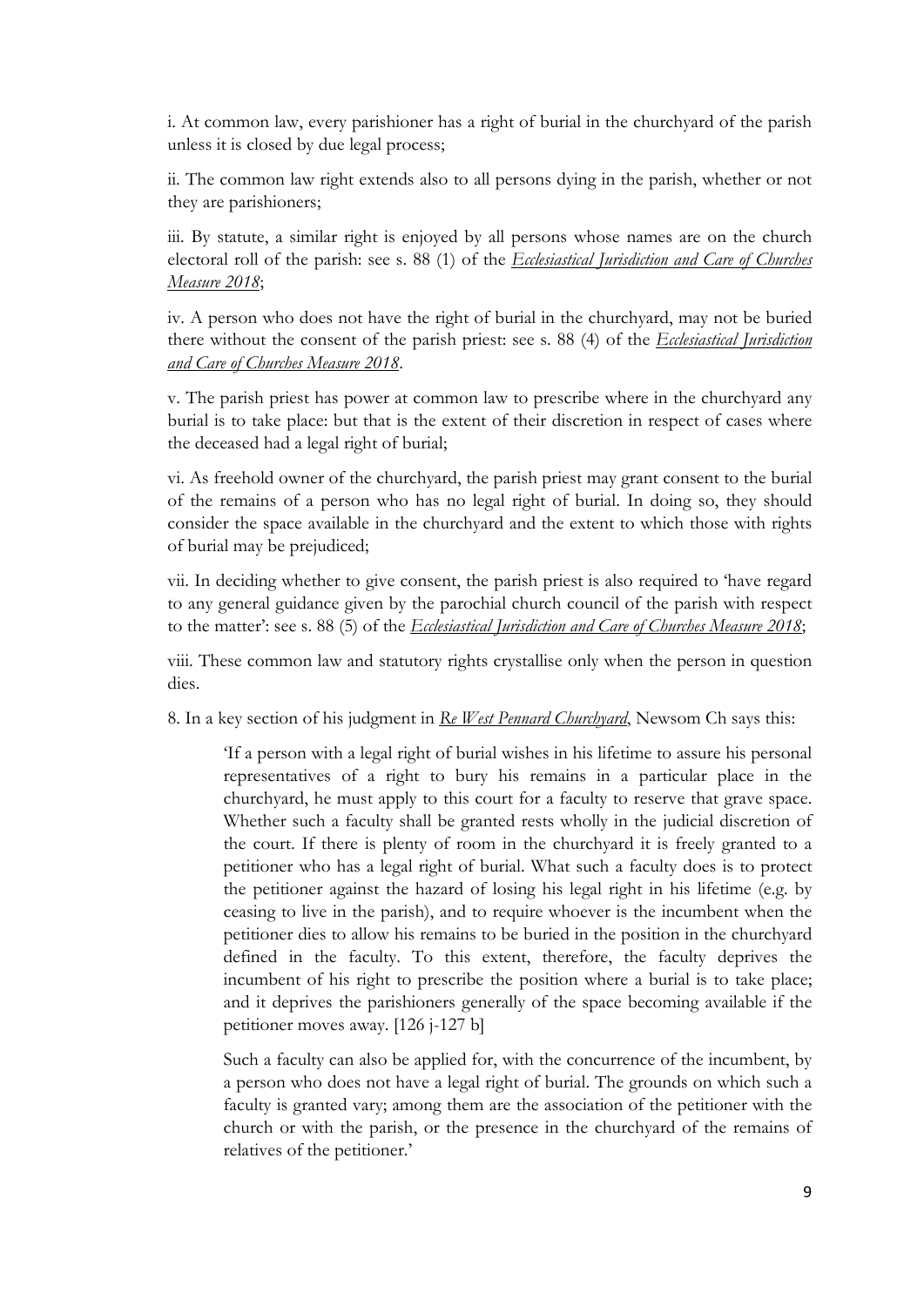i. At common law, every parishioner has a right of burial in the churchyard of the parish unless it is closed by due legal process;

ii. The common law right extends also to all persons dying in the parish, whether or not they are parishioners;

iii. By statute, a similar right is enjoyed by all persons whose names are on the church electoral roll of the parish: see s. 88 (1) of the *Ecclesiastical Jurisdiction and Care of Churches Measure 2018*;

iv. A person who does not have the right of burial in the churchyard, may not be buried there without the consent of the parish priest: see s. 88 (4) of the *Ecclesiastical Jurisdiction and Care of Churches Measure 2018*.

v. The parish priest has power at common law to prescribe where in the churchyard any burial is to take place: but that is the extent of their discretion in respect of cases where the deceased had a legal right of burial;

vi. As freehold owner of the churchyard, the parish priest may grant consent to the burial of the remains of a person who has no legal right of burial. In doing so, they should consider the space available in the churchyard and the extent to which those with rights of burial may be prejudiced;

vii. In deciding whether to give consent, the parish priest is also required to 'have regard to any general guidance given by the parochial church council of the parish with respect to the matter': see s. 88 (5) of the *Ecclesiastical Jurisdiction and Care of Churches Measure 2018*;

viii. These common law and statutory rights crystallise only when the person in question dies.

8. In a key section of his judgment in *Re West Pennard Churchyard*, Newsom Ch says this:

> 'If a person with a legal right of burial wishes in his lifetime to assure his personal representatives of a right to bury his remains in a particular place in the churchyard, he must apply to this court for a faculty to reserve that grave space. Whether such a faculty shall be granted rests wholly in the judicial discretion of the court. If there is plenty of room in the churchyard it is freely granted to a petitioner who has a legal right of burial. What such a faculty does is to protect the petitioner against the hazard of losing his legal right in his lifetime (e.g. by ceasing to live in the parish), and to require whoever is the incumbent when the petitioner dies to allow his remains to be buried in the position in the churchyard defined in the faculty. To this extent, therefore, the faculty deprives the incumbent of his right to prescribe the position where a burial is to take place; and it deprives the parishioners generally of the space becoming available if the petitioner moves away. [126 j-127 b]
>
> Such a faculty can also be applied for, with the concurrence of the incumbent, by a person who does not have a legal right of burial. The grounds on which such a faculty is granted vary; among them are the association of the petitioner with the church or with the parish, or the presence in the churchyard of the remains of relatives of the petitioner.'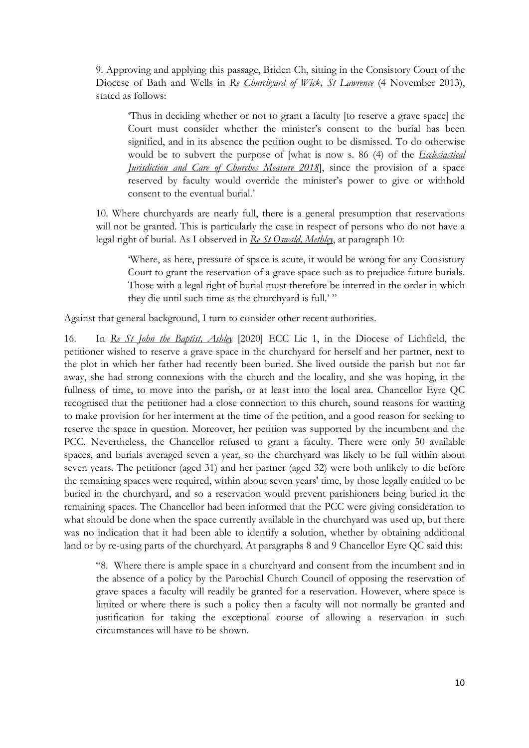9. Approving and applying this passage, Briden Ch, sitting in the Consistory Court of the Diocese of Bath and Wells in *Re Churchyard of Wick, St Lawrence* (4 November 2013), stated as follows:

> 'Thus in deciding whether or not to grant a faculty [to reserve a grave space] the Court must consider whether the minister's consent to the burial has been signified, and in its absence the petition ought to be dismissed. To do otherwise would be to subvert the purpose of [what is now s. 86 (4) of the *Ecclesiastical Jurisdiction and Care of Churches Measure 2018*], since the provision of a space reserved by faculty would override the minister's power to give or withhold consent to the eventual burial.'

10. Where churchyards are nearly full, there is a general presumption that reservations will not be granted. This is particularly the case in respect of persons who do not have a legal right of burial. As I observed in *Re St Oswald, Methley*, at paragraph 10:

> 'Where, as here, pressure of space is acute, it would be wrong for any Consistory Court to grant the reservation of a grave space such as to prejudice future burials. Those with a legal right of burial must therefore be interred in the order in which they die until such time as the churchyard is full.' "

Against that general background, I turn to consider other recent authorities.

16. In *Re St John the Baptist, Ashley* [2020] ECC Lic 1, in the Diocese of Lichfield, the petitioner wished to reserve a grave space in the churchyard for herself and her partner, next to the plot in which her father had recently been buried. She lived outside the parish but not far away, she had strong connexions with the church and the locality, and she was hoping, in the fullness of time, to move into the parish, or at least into the local area. Chancellor Eyre QC recognised that the petitioner had a close connection to this church, sound reasons for wanting to make provision for her interment at the time of the petition, and a good reason for seeking to reserve the space in question. Moreover, her petition was supported by the incumbent and the PCC. Nevertheless, the Chancellor refused to grant a faculty. There were only 50 available spaces, and burials averaged seven a year, so the churchyard was likely to be full within about seven years. The petitioner (aged 31) and her partner (aged 32) were both unlikely to die before the remaining spaces were required, within about seven years' time, by those legally entitled to be buried in the churchyard, and so a reservation would prevent parishioners being buried in the remaining spaces. The Chancellor had been informed that the PCC were giving consideration to what should be done when the space currently available in the churchyard was used up, but there was no indication that it had been able to identify a solution, whether by obtaining additional land or by re-using parts of the churchyard. At paragraphs 8 and 9 Chancellor Eyre QC said this:

> "8. Where there is ample space in a churchyard and consent from the incumbent and in the absence of a policy by the Parochial Church Council of opposing the reservation of grave spaces a faculty will readily be granted for a reservation. However, where space is limited or where there is such a policy then a faculty will not normally be granted and justification for taking the exceptional course of allowing a reservation in such circumstances will have to be shown.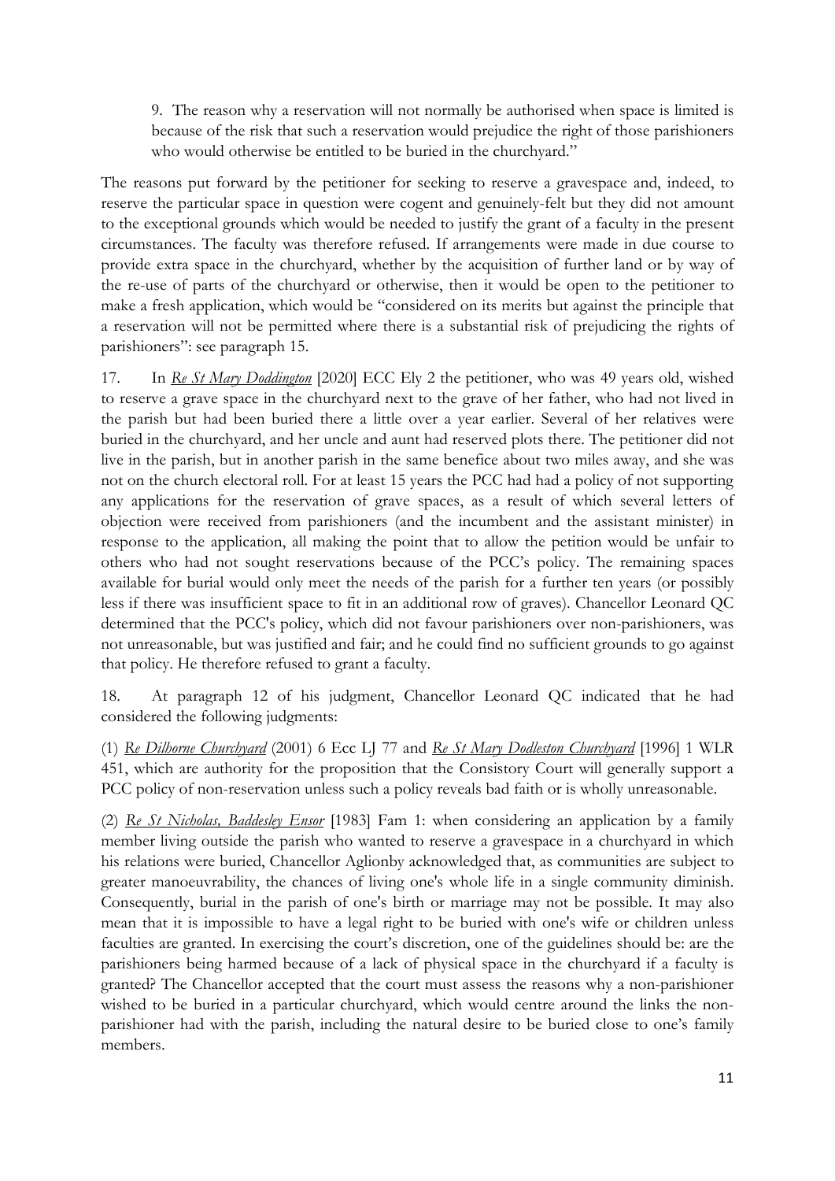9. The reason why a reservation will not normally be authorised when space is limited is because of the risk that such a reservation would prejudice the right of those parishioners who would otherwise be entitled to be buried in the churchyard."

The reasons put forward by the petitioner for seeking to reserve a gravespace and, indeed, to reserve the particular space in question were cogent and genuinely-felt but they did not amount to the exceptional grounds which would be needed to justify the grant of a faculty in the present circumstances. The faculty was therefore refused. If arrangements were made in due course to provide extra space in the churchyard, whether by the acquisition of further land or by way of the re-use of parts of the churchyard or otherwise, then it would be open to the petitioner to make a fresh application, which would be "considered on its merits but against the principle that a reservation will not be permitted where there is a substantial risk of prejudicing the rights of parishioners": see paragraph 15.

17. In *Re St Mary Doddington* [2020] ECC Ely 2 the petitioner, who was 49 years old, wished to reserve a grave space in the churchyard next to the grave of her father, who had not lived in the parish but had been buried there a little over a year earlier. Several of her relatives were buried in the churchyard, and her uncle and aunt had reserved plots there. The petitioner did not live in the parish, but in another parish in the same benefice about two miles away, and she was not on the church electoral roll. For at least 15 years the PCC had had a policy of not supporting any applications for the reservation of grave spaces, as a result of which several letters of objection were received from parishioners (and the incumbent and the assistant minister) in response to the application, all making the point that to allow the petition would be unfair to others who had not sought reservations because of the PCC's policy. The remaining spaces available for burial would only meet the needs of the parish for a further ten years (or possibly less if there was insufficient space to fit in an additional row of graves). Chancellor Leonard QC determined that the PCC's policy, which did not favour parishioners over non-parishioners, was not unreasonable, but was justified and fair; and he could find no sufficient grounds to go against that policy. He therefore refused to grant a faculty.

18. At paragraph 12 of his judgment, Chancellor Leonard QC indicated that he had considered the following judgments:

(1) *Re Dilhorne Churchyard* (2001) 6 Ecc LJ 77 and *Re St Mary Dodleston Churchyard* [1996] 1 WLR 451, which are authority for the proposition that the Consistory Court will generally support a PCC policy of non-reservation unless such a policy reveals bad faith or is wholly unreasonable.

(2) *Re St Nicholas, Baddesley Ensor* [1983] Fam 1: when considering an application by a family member living outside the parish who wanted to reserve a gravespace in a churchyard in which his relations were buried, Chancellor Aglionby acknowledged that, as communities are subject to greater manoeuvrability, the chances of living one's whole life in a single community diminish. Consequently, burial in the parish of one's birth or marriage may not be possible. It may also mean that it is impossible to have a legal right to be buried with one's wife or children unless faculties are granted. In exercising the court's discretion, one of the guidelines should be: are the parishioners being harmed because of a lack of physical space in the churchyard if a faculty is granted? The Chancellor accepted that the court must assess the reasons why a non-parishioner wished to be buried in a particular churchyard, which would centre around the links the non-parishioner had with the parish, including the natural desire to be buried close to one's family members.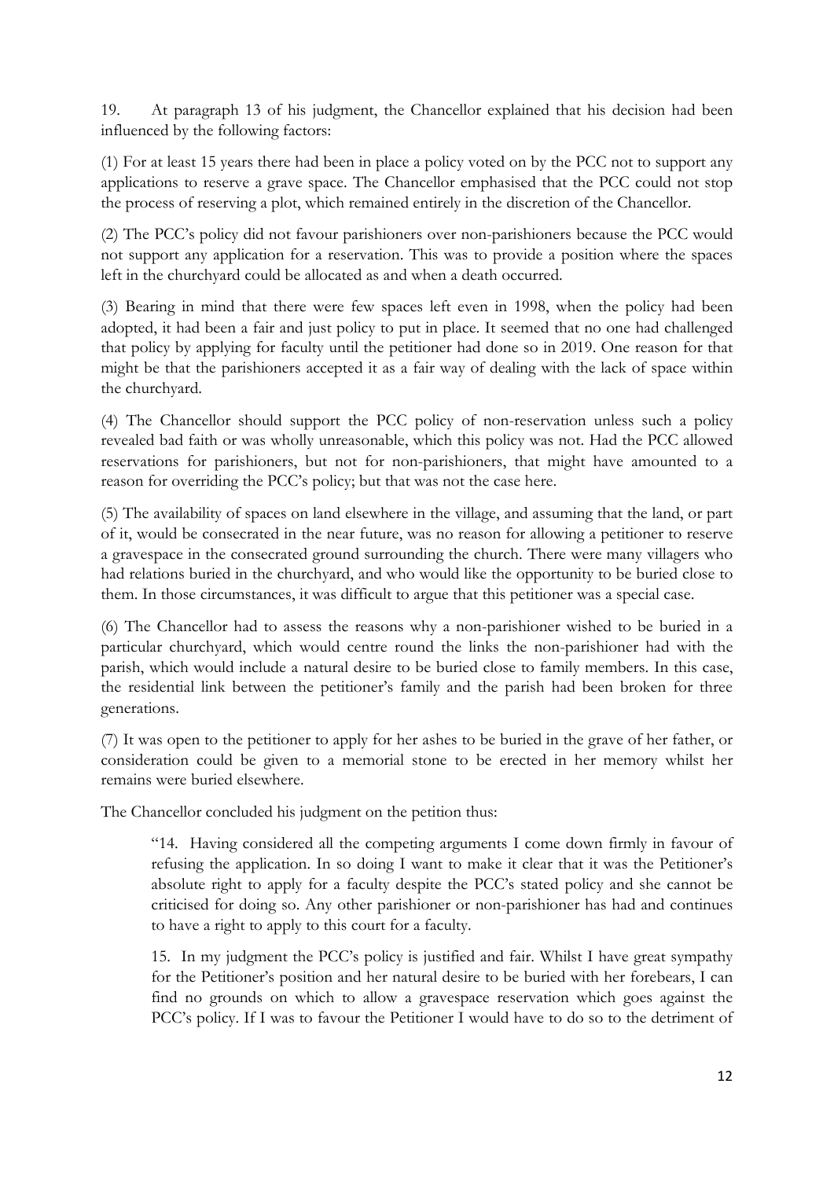19. At paragraph 13 of his judgment, the Chancellor explained that his decision had been influenced by the following factors:

(1) For at least 15 years there had been in place a policy voted on by the PCC not to support any applications to reserve a grave space. The Chancellor emphasised that the PCC could not stop the process of reserving a plot, which remained entirely in the discretion of the Chancellor.

(2) The PCC's policy did not favour parishioners over non-parishioners because the PCC would not support any application for a reservation. This was to provide a position where the spaces left in the churchyard could be allocated as and when a death occurred.

(3) Bearing in mind that there were few spaces left even in 1998, when the policy had been adopted, it had been a fair and just policy to put in place. It seemed that no one had challenged that policy by applying for faculty until the petitioner had done so in 2019. One reason for that might be that the parishioners accepted it as a fair way of dealing with the lack of space within the churchyard.

(4) The Chancellor should support the PCC policy of non-reservation unless such a policy revealed bad faith or was wholly unreasonable, which this policy was not. Had the PCC allowed reservations for parishioners, but not for non-parishioners, that might have amounted to a reason for overriding the PCC's policy; but that was not the case here.

(5) The availability of spaces on land elsewhere in the village, and assuming that the land, or part of it, would be consecrated in the near future, was no reason for allowing a petitioner to reserve a gravespace in the consecrated ground surrounding the church. There were many villagers who had relations buried in the churchyard, and who would like the opportunity to be buried close to them. In those circumstances, it was difficult to argue that this petitioner was a special case.

(6) The Chancellor had to assess the reasons why a non-parishioner wished to be buried in a particular churchyard, which would centre round the links the non-parishioner had with the parish, which would include a natural desire to be buried close to family members. In this case, the residential link between the petitioner's family and the parish had been broken for three generations.

(7) It was open to the petitioner to apply for her ashes to be buried in the grave of her father, or consideration could be given to a memorial stone to be erected in her memory whilst her remains were buried elsewhere.

The Chancellor concluded his judgment on the petition thus:

> "14. Having considered all the competing arguments I come down firmly in favour of refusing the application. In so doing I want to make it clear that it was the Petitioner's absolute right to apply for a faculty despite the PCC's stated policy and she cannot be criticised for doing so. Any other parishioner or non-parishioner has had and continues to have a right to apply to this court for a faculty.
>
> 15. In my judgment the PCC's policy is justified and fair. Whilst I have great sympathy for the Petitioner's position and her natural desire to be buried with her forebears, I can find no grounds on which to allow a gravespace reservation which goes against the PCC's policy. If I was to favour the Petitioner I would have to do so to the detriment of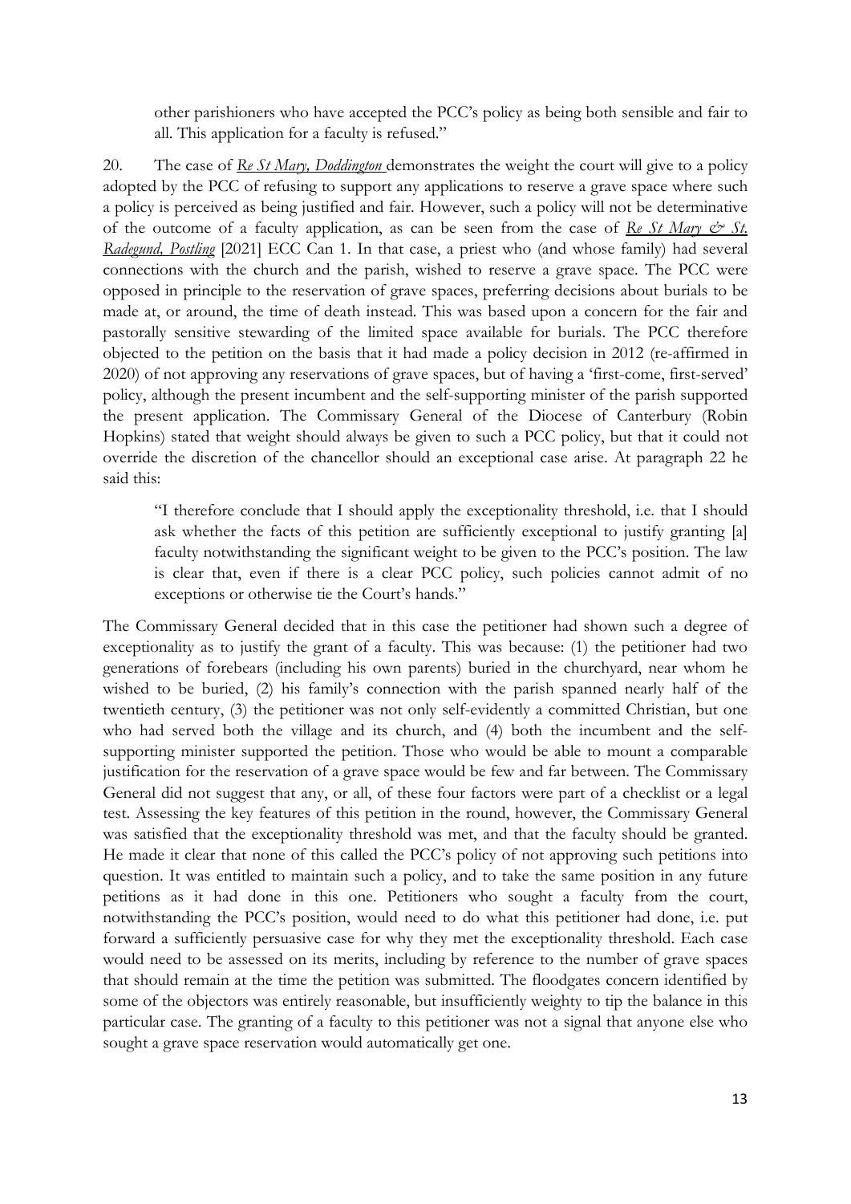other parishioners who have accepted the PCC's policy as being both sensible and fair to all. This application for a faculty is refused."

20. The case of *Re St Mary, Doddington* demonstrates the weight the court will give to a policy adopted by the PCC of refusing to support any applications to reserve a grave space where such a policy is perceived as being justified and fair. However, such a policy will not be determinative of the outcome of a faculty application, as can be seen from the case of *Re St Mary & St. Radegund, Postling* [2021] ECC Can 1. In that case, a priest who (and whose family) had several connections with the church and the parish, wished to reserve a grave space. The PCC were opposed in principle to the reservation of grave spaces, preferring decisions about burials to be made at, or around, the time of death instead. This was based upon a concern for the fair and pastorally sensitive stewarding of the limited space available for burials. The PCC therefore objected to the petition on the basis that it had made a policy decision in 2012 (re-affirmed in 2020) of not approving any reservations of grave spaces, but of having a 'first-come, first-served' policy, although the present incumbent and the self-supporting minister of the parish supported the present application. The Commissary General of the Diocese of Canterbury (Robin Hopkins) stated that weight should always be given to such a PCC policy, but that it could not override the discretion of the chancellor should an exceptional case arise. At paragraph 22 he said this:

> "I therefore conclude that I should apply the exceptionality threshold, i.e. that I should ask whether the facts of this petition are sufficiently exceptional to justify granting [a] faculty notwithstanding the significant weight to be given to the PCC's position. The law is clear that, even if there is a clear PCC policy, such policies cannot admit of no exceptions or otherwise tie the Court's hands."

The Commissary General decided that in this case the petitioner had shown such a degree of exceptionality as to justify the grant of a faculty. This was because: (1) the petitioner had two generations of forebears (including his own parents) buried in the churchyard, near whom he wished to be buried, (2) his family's connection with the parish spanned nearly half of the twentieth century, (3) the petitioner was not only self-evidently a committed Christian, but one who had served both the village and its church, and (4) both the incumbent and the self-supporting minister supported the petition. Those who would be able to mount a comparable justification for the reservation of a grave space would be few and far between. The Commissary General did not suggest that any, or all, of these four factors were part of a checklist or a legal test. Assessing the key features of this petition in the round, however, the Commissary General was satisfied that the exceptionality threshold was met, and that the faculty should be granted. He made it clear that none of this called the PCC's policy of not approving such petitions into question. It was entitled to maintain such a policy, and to take the same position in any future petitions as it had done in this one. Petitioners who sought a faculty from the court, notwithstanding the PCC's position, would need to do what this petitioner had done, i.e. put forward a sufficiently persuasive case for why they met the exceptionality threshold. Each case would need to be assessed on its merits, including by reference to the number of grave spaces that should remain at the time the petition was submitted. The floodgates concern identified by some of the objectors was entirely reasonable, but insufficiently weighty to tip the balance in this particular case. The granting of a faculty to this petitioner was not a signal that anyone else who sought a grave space reservation would automatically get one.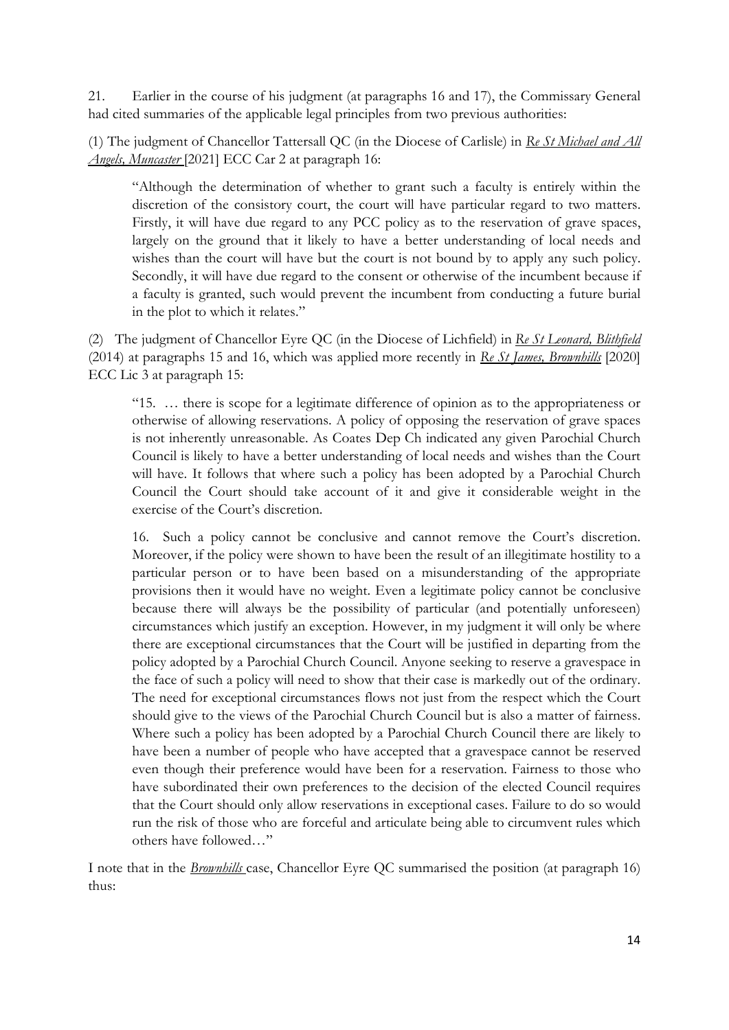21. Earlier in the course of his judgment (at paragraphs 16 and 17), the Commissary General had cited summaries of the applicable legal principles from two previous authorities:

(1) The judgment of Chancellor Tattersall QC (in the Diocese of Carlisle) in *Re St Michael and All Angels, Muncaster* [2021] ECC Car 2 at paragraph 16:

> "Although the determination of whether to grant such a faculty is entirely within the discretion of the consistory court, the court will have particular regard to two matters. Firstly, it will have due regard to any PCC policy as to the reservation of grave spaces, largely on the ground that it likely to have a better understanding of local needs and wishes than the court will have but the court is not bound by to apply any such policy. Secondly, it will have due regard to the consent or otherwise of the incumbent because if a faculty is granted, such would prevent the incumbent from conducting a future burial in the plot to which it relates."

(2) The judgment of Chancellor Eyre QC (in the Diocese of Lichfield) in *Re St Leonard, Blithfield* (2014) at paragraphs 15 and 16, which was applied more recently in *Re St James, Brownhills* [2020] ECC Lic 3 at paragraph 15:

> "15. … there is scope for a legitimate difference of opinion as to the appropriateness or otherwise of allowing reservations. A policy of opposing the reservation of grave spaces is not inherently unreasonable. As Coates Dep Ch indicated any given Parochial Church Council is likely to have a better understanding of local needs and wishes than the Court will have. It follows that where such a policy has been adopted by a Parochial Church Council the Court should take account of it and give it considerable weight in the exercise of the Court's discretion.
>
> 16. Such a policy cannot be conclusive and cannot remove the Court's discretion. Moreover, if the policy were shown to have been the result of an illegitimate hostility to a particular person or to have been based on a misunderstanding of the appropriate provisions then it would have no weight. Even a legitimate policy cannot be conclusive because there will always be the possibility of particular (and potentially unforeseen) circumstances which justify an exception. However, in my judgment it will only be where there are exceptional circumstances that the Court will be justified in departing from the policy adopted by a Parochial Church Council. Anyone seeking to reserve a gravespace in the face of such a policy will need to show that their case is markedly out of the ordinary. The need for exceptional circumstances flows not just from the respect which the Court should give to the views of the Parochial Church Council but is also a matter of fairness. Where such a policy has been adopted by a Parochial Church Council there are likely to have been a number of people who have accepted that a gravespace cannot be reserved even though their preference would have been for a reservation. Fairness to those who have subordinated their own preferences to the decision of the elected Council requires that the Court should only allow reservations in exceptional cases. Failure to do so would run the risk of those who are forceful and articulate being able to circumvent rules which others have followed…"

I note that in the *Brownhills* case, Chancellor Eyre QC summarised the position (at paragraph 16) thus: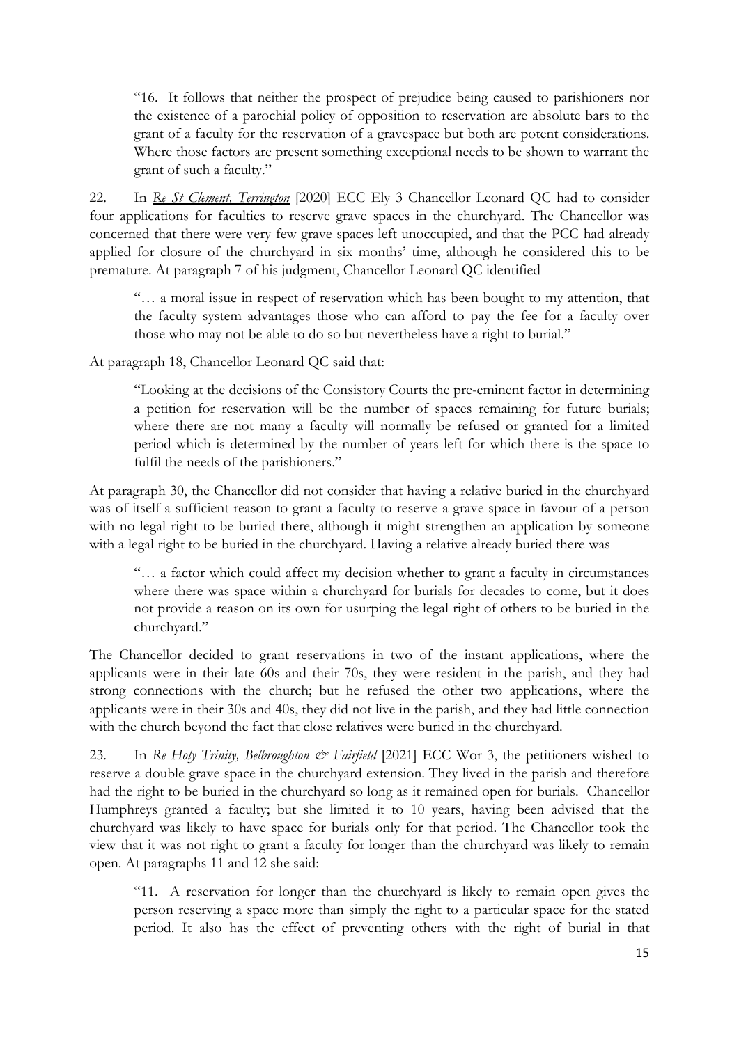> "16. It follows that neither the prospect of prejudice being caused to parishioners nor the existence of a parochial policy of opposition to reservation are absolute bars to the grant of a faculty for the reservation of a gravespace but both are potent considerations. Where those factors are present something exceptional needs to be shown to warrant the grant of such a faculty."

22. In *Re St Clement, Terrington* [2020] ECC Ely 3 Chancellor Leonard QC had to consider four applications for faculties to reserve grave spaces in the churchyard. The Chancellor was concerned that there were very few grave spaces left unoccupied, and that the PCC had already applied for closure of the churchyard in six months' time, although he considered this to be premature. At paragraph 7 of his judgment, Chancellor Leonard QC identified

> "… a moral issue in respect of reservation which has been bought to my attention, that the faculty system advantages those who can afford to pay the fee for a faculty over those who may not be able to do so but nevertheless have a right to burial."

At paragraph 18, Chancellor Leonard QC said that:

> "Looking at the decisions of the Consistory Courts the pre-eminent factor in determining a petition for reservation will be the number of spaces remaining for future burials; where there are not many a faculty will normally be refused or granted for a limited period which is determined by the number of years left for which there is the space to fulfil the needs of the parishioners."

At paragraph 30, the Chancellor did not consider that having a relative buried in the churchyard was of itself a sufficient reason to grant a faculty to reserve a grave space in favour of a person with no legal right to be buried there, although it might strengthen an application by someone with a legal right to be buried in the churchyard. Having a relative already buried there was

> "… a factor which could affect my decision whether to grant a faculty in circumstances where there was space within a churchyard for burials for decades to come, but it does not provide a reason on its own for usurping the legal right of others to be buried in the churchyard."

The Chancellor decided to grant reservations in two of the instant applications, where the applicants were in their late 60s and their 70s, they were resident in the parish, and they had strong connections with the church; but he refused the other two applications, where the applicants were in their 30s and 40s, they did not live in the parish, and they had little connection with the church beyond the fact that close relatives were buried in the churchyard.

23. In *Re Holy Trinity, Belbroughton & Fairfield* [2021] ECC Wor 3, the petitioners wished to reserve a double grave space in the churchyard extension. They lived in the parish and therefore had the right to be buried in the churchyard so long as it remained open for burials. Chancellor Humphreys granted a faculty; but she limited it to 10 years, having been advised that the churchyard was likely to have space for burials only for that period. The Chancellor took the view that it was not right to grant a faculty for longer than the churchyard was likely to remain open. At paragraphs 11 and 12 she said:

> "11. A reservation for longer than the churchyard is likely to remain open gives the person reserving a space more than simply the right to a particular space for the stated period. It also has the effect of preventing others with the right of burial in that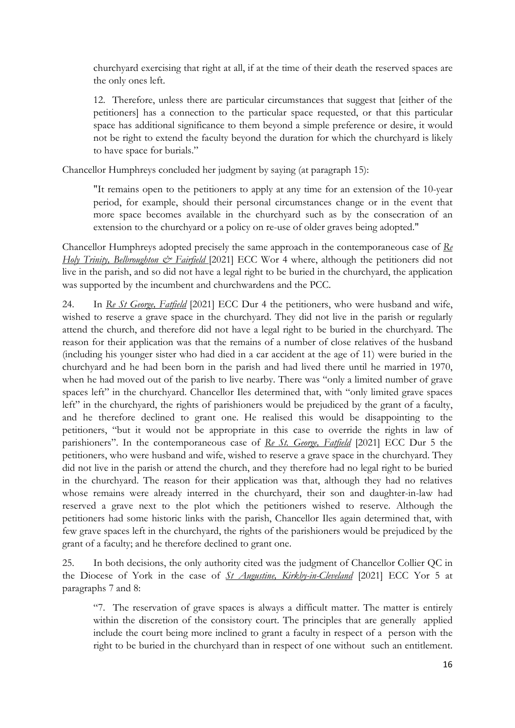churchyard exercising that right at all, if at the time of their death the reserved spaces are the only ones left.

> 12. Therefore, unless there are particular circumstances that suggest that [either of the petitioners] has a connection to the particular space requested, or that this particular space has additional significance to them beyond a simple preference or desire, it would not be right to extend the faculty beyond the duration for which the churchyard is likely to have space for burials."

Chancellor Humphreys concluded her judgment by saying (at paragraph 15):

> "It remains open to the petitioners to apply at any time for an extension of the 10-year period, for example, should their personal circumstances change or in the event that more space becomes available in the churchyard such as by the consecration of an extension to the churchyard or a policy on re-use of older graves being adopted."

Chancellor Humphreys adopted precisely the same approach in the contemporaneous case of *Re Holy Trinity, Belbroughton & Fairfield* [2021] ECC Wor 4 where, although the petitioners did not live in the parish, and so did not have a legal right to be buried in the churchyard, the application was supported by the incumbent and churchwardens and the PCC.

24. In *Re St George, Fatfield* [2021] ECC Dur 4 the petitioners, who were husband and wife, wished to reserve a grave space in the churchyard. They did not live in the parish or regularly attend the church, and therefore did not have a legal right to be buried in the churchyard. The reason for their application was that the remains of a number of close relatives of the husband (including his younger sister who had died in a car accident at the age of 11) were buried in the churchyard and he had been born in the parish and had lived there until he married in 1970, when he had moved out of the parish to live nearby. There was "only a limited number of grave spaces left" in the churchyard. Chancellor Iles determined that, with "only limited grave spaces left" in the churchyard, the rights of parishioners would be prejudiced by the grant of a faculty, and he therefore declined to grant one. He realised this would be disappointing to the petitioners, "but it would not be appropriate in this case to override the rights in law of parishioners". In the contemporaneous case of *Re St. George, Fatfield* [2021] ECC Dur 5 the petitioners, who were husband and wife, wished to reserve a grave space in the churchyard. They did not live in the parish or attend the church, and they therefore had no legal right to be buried in the churchyard. The reason for their application was that, although they had no relatives whose remains were already interred in the churchyard, their son and daughter-in-law had reserved a grave next to the plot which the petitioners wished to reserve. Although the petitioners had some historic links with the parish, Chancellor Iles again determined that, with few grave spaces left in the churchyard, the rights of the parishioners would be prejudiced by the grant of a faculty; and he therefore declined to grant one.

25. In both decisions, the only authority cited was the judgment of Chancellor Collier QC in the Diocese of York in the case of *St Augustine, Kirkby-in-Cleveland* [2021] ECC Yor 5 at paragraphs 7 and 8:

> "7. The reservation of grave spaces is always a difficult matter. The matter is entirely within the discretion of the consistory court. The principles that are generally applied include the court being more inclined to grant a faculty in respect of a person with the right to be buried in the churchyard than in respect of one without such an entitlement.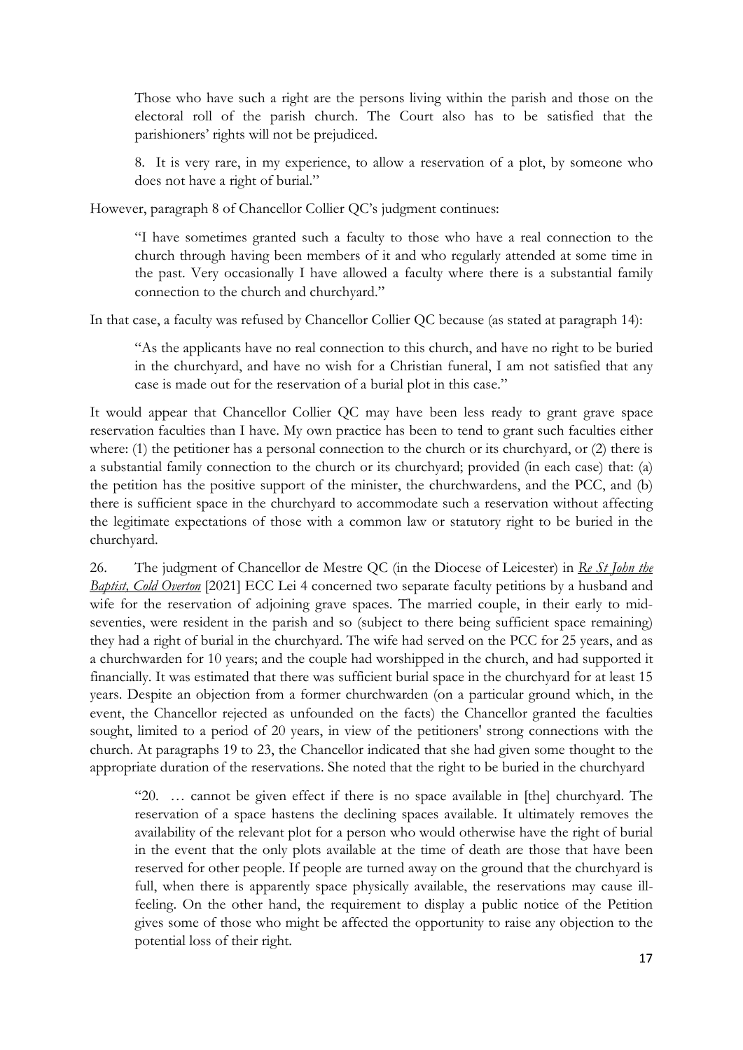> Those who have such a right are the persons living within the parish and those on the electoral roll of the parish church. The Court also has to be satisfied that the parishioners' rights will not be prejudiced.
>
> 8. It is very rare, in my experience, to allow a reservation of a plot, by someone who does not have a right of burial."

However, paragraph 8 of Chancellor Collier QC's judgment continues:

> "I have sometimes granted such a faculty to those who have a real connection to the church through having been members of it and who regularly attended at some time in the past. Very occasionally I have allowed a faculty where there is a substantial family connection to the church and churchyard."

In that case, a faculty was refused by Chancellor Collier QC because (as stated at paragraph 14):

> "As the applicants have no real connection to this church, and have no right to be buried in the churchyard, and have no wish for a Christian funeral, I am not satisfied that any case is made out for the reservation of a burial plot in this case."

It would appear that Chancellor Collier QC may have been less ready to grant grave space reservation faculties than I have. My own practice has been to tend to grant such faculties either where: (1) the petitioner has a personal connection to the church or its churchyard, or (2) there is a substantial family connection to the church or its churchyard; provided (in each case) that: (a) the petition has the positive support of the minister, the churchwardens, and the PCC, and (b) there is sufficient space in the churchyard to accommodate such a reservation without affecting the legitimate expectations of those with a common law or statutory right to be buried in the churchyard.

26. The judgment of Chancellor de Mestre QC (in the Diocese of Leicester) in _Re St John the Baptist, Cold Overton_ [2021] ECC Lei 4 concerned two separate faculty petitions by a husband and wife for the reservation of adjoining grave spaces. The married couple, in their early to mid-seventies, were resident in the parish and so (subject to there being sufficient space remaining) they had a right of burial in the churchyard. The wife had served on the PCC for 25 years, and as a churchwarden for 10 years; and the couple had worshipped in the church, and had supported it financially. It was estimated that there was sufficient burial space in the churchyard for at least 15 years. Despite an objection from a former churchwarden (on a particular ground which, in the event, the Chancellor rejected as unfounded on the facts) the Chancellor granted the faculties sought, limited to a period of 20 years, in view of the petitioners' strong connections with the church. At paragraphs 19 to 23, the Chancellor indicated that she had given some thought to the appropriate duration of the reservations. She noted that the right to be buried in the churchyard

> "20. … cannot be given effect if there is no space available in [the] churchyard. The reservation of a space hastens the declining spaces available. It ultimately removes the availability of the relevant plot for a person who would otherwise have the right of burial in the event that the only plots available at the time of death are those that have been reserved for other people. If people are turned away on the ground that the churchyard is full, when there is apparently space physically available, the reservations may cause ill-feeling. On the other hand, the requirement to display a public notice of the Petition gives some of those who might be affected the opportunity to raise any objection to the potential loss of their right.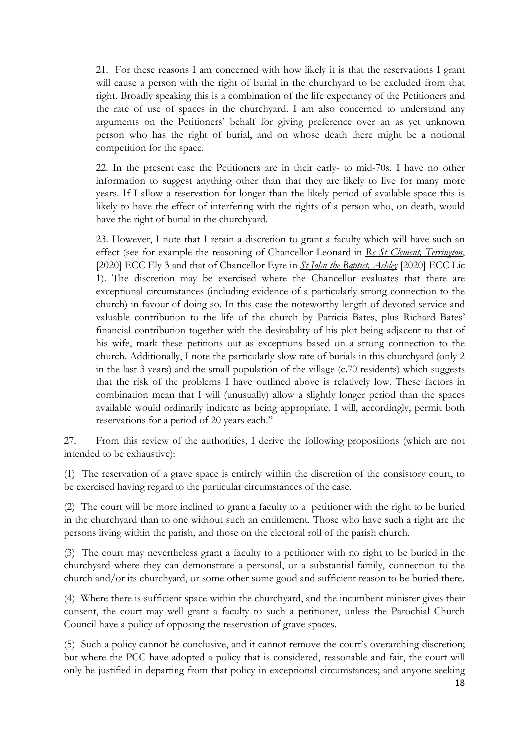21. For these reasons I am concerned with how likely it is that the reservations I grant will cause a person with the right of burial in the churchyard to be excluded from that right. Broadly speaking this is a combination of the life expectancy of the Petitioners and the rate of use of spaces in the churchyard. I am also concerned to understand any arguments on the Petitioners' behalf for giving preference over an as yet unknown person who has the right of burial, and on whose death there might be a notional competition for the space.

22. In the present case the Petitioners are in their early- to mid-70s. I have no other information to suggest anything other than that they are likely to live for many more years. If I allow a reservation for longer than the likely period of available space this is likely to have the effect of interfering with the rights of a person who, on death, would have the right of burial in the churchyard.

23. However, I note that I retain a discretion to grant a faculty which will have such an effect (see for example the reasoning of Chancellor Leonard in *Re St Clement, Terrington*, [2020] ECC Ely 3 and that of Chancellor Eyre in *St John the Baptist, Ashley* [2020] ECC Lic 1). The discretion may be exercised where the Chancellor evaluates that there are exceptional circumstances (including evidence of a particularly strong connection to the church) in favour of doing so. In this case the noteworthy length of devoted service and valuable contribution to the life of the church by Patricia Bates, plus Richard Bates' financial contribution together with the desirability of his plot being adjacent to that of his wife, mark these petitions out as exceptions based on a strong connection to the church. Additionally, I note the particularly slow rate of burials in this churchyard (only 2 in the last 3 years) and the small population of the village (c.70 residents) which suggests that the risk of the problems I have outlined above is relatively low. These factors in combination mean that I will (unusually) allow a slightly longer period than the spaces available would ordinarily indicate as being appropriate. I will, accordingly, permit both reservations for a period of 20 years each."

27. From this review of the authorities, I derive the following propositions (which are not intended to be exhaustive):

(1) The reservation of a grave space is entirely within the discretion of the consistory court, to be exercised having regard to the particular circumstances of the case.

(2) The court will be more inclined to grant a faculty to a petitioner with the right to be buried in the churchyard than to one without such an entitlement. Those who have such a right are the persons living within the parish, and those on the electoral roll of the parish church.

(3) The court may nevertheless grant a faculty to a petitioner with no right to be buried in the churchyard where they can demonstrate a personal, or a substantial family, connection to the church and/or its churchyard, or some other some good and sufficient reason to be buried there.

(4) Where there is sufficient space within the churchyard, and the incumbent minister gives their consent, the court may well grant a faculty to such a petitioner, unless the Parochial Church Council have a policy of opposing the reservation of grave spaces.

(5) Such a policy cannot be conclusive, and it cannot remove the court's overarching discretion; but where the PCC have adopted a policy that is considered, reasonable and fair, the court will only be justified in departing from that policy in exceptional circumstances; and anyone seeking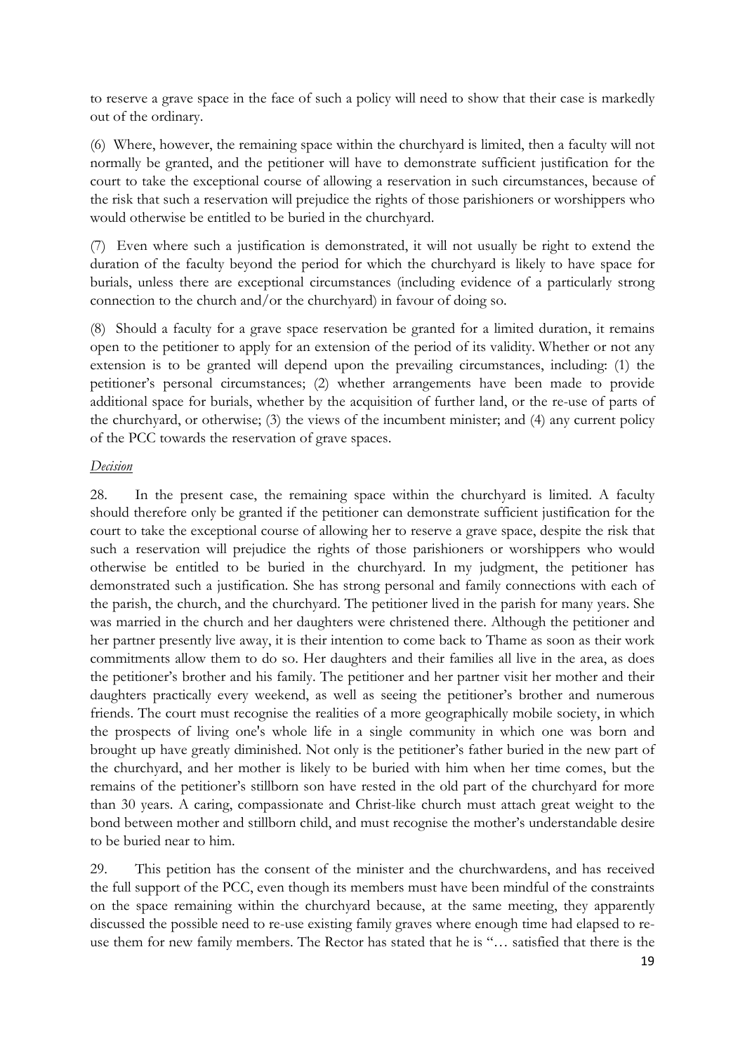to reserve a grave space in the face of such a policy will need to show that their case is markedly out of the ordinary.

(6) Where, however, the remaining space within the churchyard is limited, then a faculty will not normally be granted, and the petitioner will have to demonstrate sufficient justification for the court to take the exceptional course of allowing a reservation in such circumstances, because of the risk that such a reservation will prejudice the rights of those parishioners or worshippers who would otherwise be entitled to be buried in the churchyard.

(7) Even where such a justification is demonstrated, it will not usually be right to extend the duration of the faculty beyond the period for which the churchyard is likely to have space for burials, unless there are exceptional circumstances (including evidence of a particularly strong connection to the church and/or the churchyard) in favour of doing so.

(8) Should a faculty for a grave space reservation be granted for a limited duration, it remains open to the petitioner to apply for an extension of the period of its validity. Whether or not any extension is to be granted will depend upon the prevailing circumstances, including: (1) the petitioner's personal circumstances; (2) whether arrangements have been made to provide additional space for burials, whether by the acquisition of further land, or the re-use of parts of the churchyard, or otherwise; (3) the views of the incumbent minister; and (4) any current policy of the PCC towards the reservation of grave spaces.

*Decision*

28. In the present case, the remaining space within the churchyard is limited. A faculty should therefore only be granted if the petitioner can demonstrate sufficient justification for the court to take the exceptional course of allowing her to reserve a grave space, despite the risk that such a reservation will prejudice the rights of those parishioners or worshippers who would otherwise be entitled to be buried in the churchyard. In my judgment, the petitioner has demonstrated such a justification. She has strong personal and family connections with each of the parish, the church, and the churchyard. The petitioner lived in the parish for many years. She was married in the church and her daughters were christened there. Although the petitioner and her partner presently live away, it is their intention to come back to Thame as soon as their work commitments allow them to do so. Her daughters and their families all live in the area, as does the petitioner's brother and his family. The petitioner and her partner visit her mother and their daughters practically every weekend, as well as seeing the petitioner's brother and numerous friends. The court must recognise the realities of a more geographically mobile society, in which the prospects of living one's whole life in a single community in which one was born and brought up have greatly diminished. Not only is the petitioner's father buried in the new part of the churchyard, and her mother is likely to be buried with him when her time comes, but the remains of the petitioner's stillborn son have rested in the old part of the churchyard for more than 30 years. A caring, compassionate and Christ-like church must attach great weight to the bond between mother and stillborn child, and must recognise the mother's understandable desire to be buried near to him.

29. This petition has the consent of the minister and the churchwardens, and has received the full support of the PCC, even though its members must have been mindful of the constraints on the space remaining within the churchyard because, at the same meeting, they apparently discussed the possible need to re-use existing family graves where enough time had elapsed to re-use them for new family members. The Rector has stated that he is "… satisfied that there is the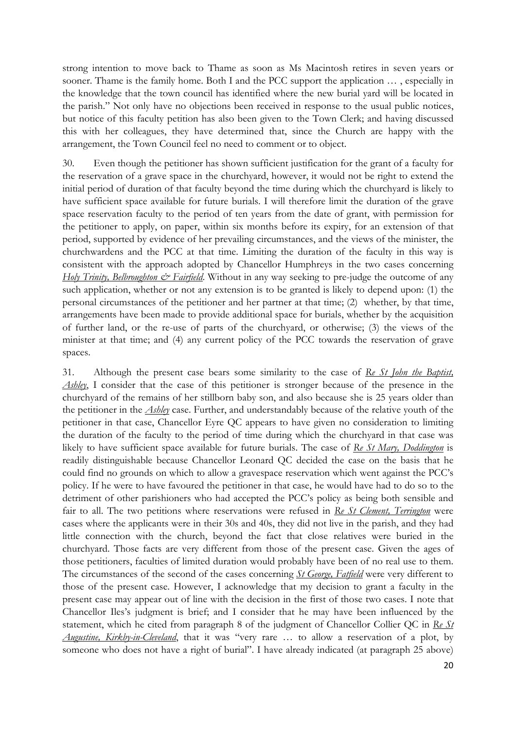strong intention to move back to Thame as soon as Ms Macintosh retires in seven years or sooner. Thame is the family home. Both I and the PCC support the application … , especially in the knowledge that the town council has identified where the new burial yard will be located in the parish." Not only have no objections been received in response to the usual public notices, but notice of this faculty petition has also been given to the Town Clerk; and having discussed this with her colleagues, they have determined that, since the Church are happy with the arrangement, the Town Council feel no need to comment or to object.

30. Even though the petitioner has shown sufficient justification for the grant of a faculty for the reservation of a grave space in the churchyard, however, it would not be right to extend the initial period of duration of that faculty beyond the time during which the churchyard is likely to have sufficient space available for future burials. I will therefore limit the duration of the grave space reservation faculty to the period of ten years from the date of grant, with permission for the petitioner to apply, on paper, within six months before its expiry, for an extension of that period, supported by evidence of her prevailing circumstances, and the views of the minister, the churchwardens and the PCC at that time. Limiting the duration of the faculty in this way is consistent with the approach adopted by Chancellor Humphreys in the two cases concerning *Holy Trinity, Belbroughton & Fairfield*. Without in any way seeking to pre-judge the outcome of any such application, whether or not any extension is to be granted is likely to depend upon: (1) the personal circumstances of the petitioner and her partner at that time; (2) whether, by that time, arrangements have been made to provide additional space for burials, whether by the acquisition of further land, or the re-use of parts of the churchyard, or otherwise; (3) the views of the minister at that time; and (4) any current policy of the PCC towards the reservation of grave spaces.

31. Although the present case bears some similarity to the case of *Re St John the Baptist, Ashley*, I consider that the case of this petitioner is stronger because of the presence in the churchyard of the remains of her stillborn baby son, and also because she is 25 years older than the petitioner in the *Ashley* case. Further, and understandably because of the relative youth of the petitioner in that case, Chancellor Eyre QC appears to have given no consideration to limiting the duration of the faculty to the period of time during which the churchyard in that case was likely to have sufficient space available for future burials. The case of *Re St Mary, Doddington* is readily distinguishable because Chancellor Leonard QC decided the case on the basis that he could find no grounds on which to allow a gravespace reservation which went against the PCC's policy. If he were to have favoured the petitioner in that case, he would have had to do so to the detriment of other parishioners who had accepted the PCC's policy as being both sensible and fair to all. The two petitions where reservations were refused in *Re St Clement, Terrington* were cases where the applicants were in their 30s and 40s, they did not live in the parish, and they had little connection with the church, beyond the fact that close relatives were buried in the churchyard. Those facts are very different from those of the present case. Given the ages of those petitioners, faculties of limited duration would probably have been of no real use to them. The circumstances of the second of the cases concerning *St George, Fatfield* were very different to those of the present case. However, I acknowledge that my decision to grant a faculty in the present case may appear out of line with the decision in the first of those two cases. I note that Chancellor Iles's judgment is brief; and I consider that he may have been influenced by the statement, which he cited from paragraph 8 of the judgment of Chancellor Collier QC in *Re St Augustine, Kirkby-in-Cleveland*, that it was "very rare … to allow a reservation of a plot, by someone who does not have a right of burial". I have already indicated (at paragraph 25 above)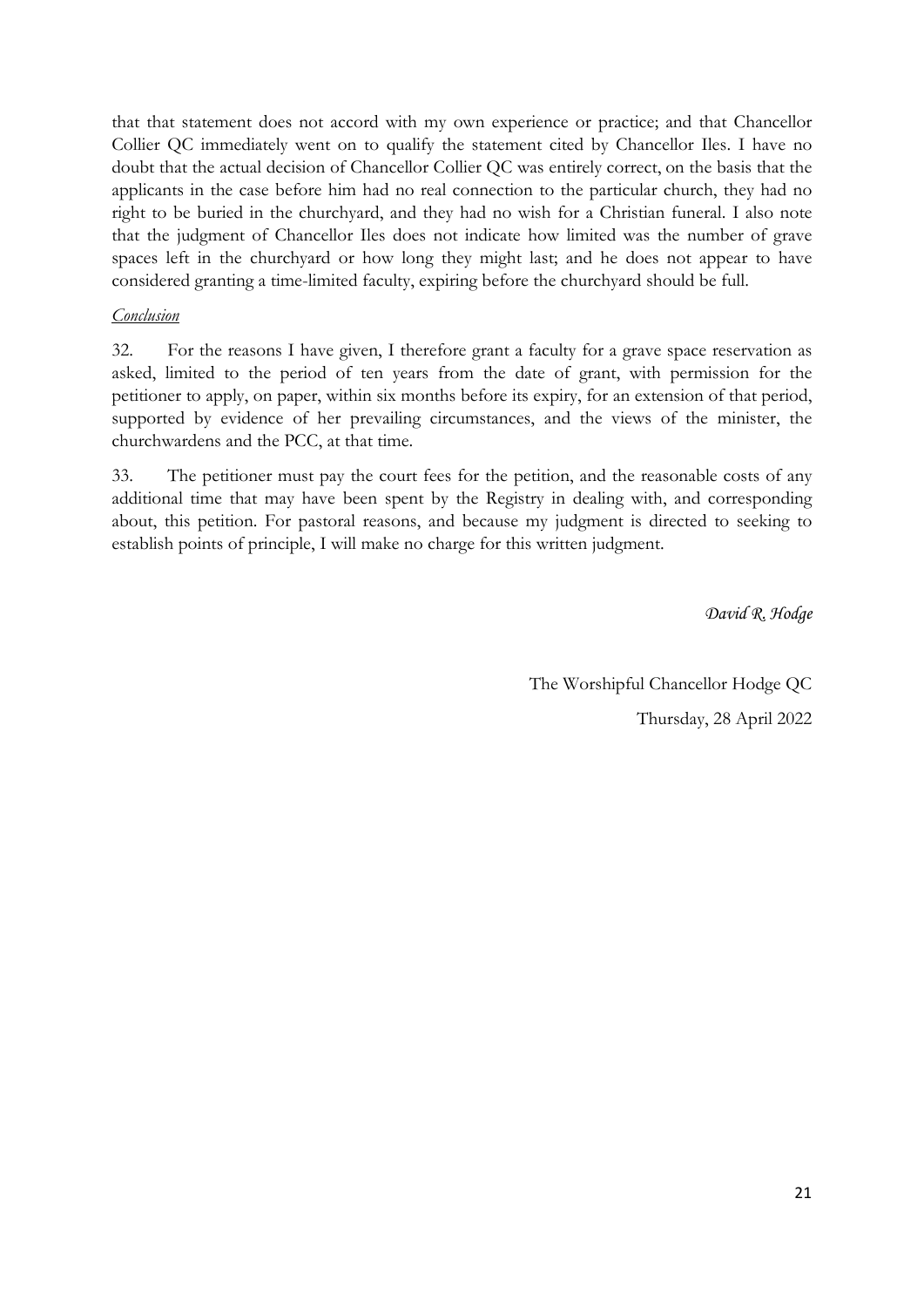that that statement does not accord with my own experience or practice; and that Chancellor Collier QC immediately went on to qualify the statement cited by Chancellor Iles. I have no doubt that the actual decision of Chancellor Collier QC was entirely correct, on the basis that the applicants in the case before him had no real connection to the particular church, they had no right to be buried in the churchyard, and they had no wish for a Christian funeral. I also note that the judgment of Chancellor Iles does not indicate how limited was the number of grave spaces left in the churchyard or how long they might last; and he does not appear to have considered granting a time-limited faculty, expiring before the churchyard should be full.

*Conclusion*

32. For the reasons I have given, I therefore grant a faculty for a grave space reservation as asked, limited to the period of ten years from the date of grant, with permission for the petitioner to apply, on paper, within six months before its expiry, for an extension of that period, supported by evidence of her prevailing circumstances, and the views of the minister, the churchwardens and the PCC, at that time.

33. The petitioner must pay the court fees for the petition, and the reasonable costs of any additional time that may have been spent by the Registry in dealing with, and corresponding about, this petition. For pastoral reasons, and because my judgment is directed to seeking to establish points of principle, I will make no charge for this written judgment.

*David R. Hodge*

The Worshipful Chancellor Hodge QC

Thursday, 28 April 2022